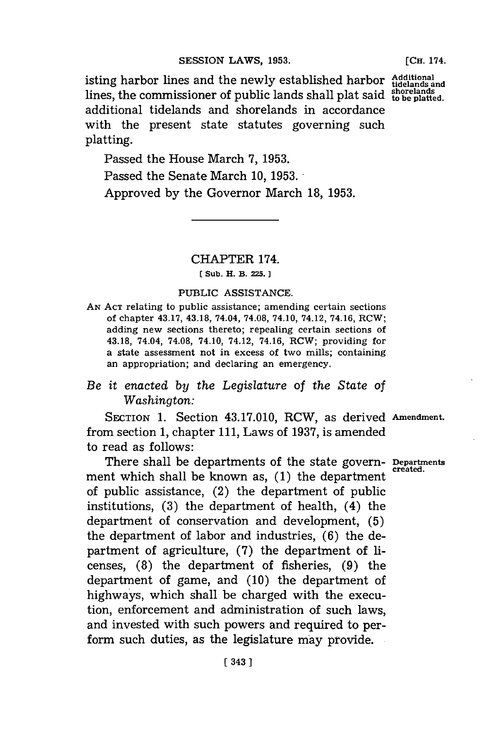isting harbor lines and the newly established harbor lines, the commissioner of public lands shall plat said additional tidelands and shorelands in accordance with the present state statutes governing such platting.

Additional tidelands and shorelands to be platted.

Passed the House March 7, 1953.

Passed the Senate March 10, 1953.

Approved by the Governor March 18, 1953.

---

## CHAPTER 174.

[ Sub. H. B. 225. ]

### PUBLIC ASSISTANCE.

AN ACT relating to public assistance; amending certain sections of chapter 43.17, 43.18, 74.04, 74.08, 74.10, 74.12, 74.16, RCW; adding new sections thereto; repealing certain sections of 43.18, 74.04, 74.08, 74.10, 74.12, 74.16, RCW; providing for a state assessment not in excess of two mills; containing an appropriation; and declaring an emergency.

*Be it enacted by the Legislature of the State of Washington:*

SECTION 1. Section 43.17.010, RCW, as derived from section 1, chapter 111, Laws of 1937, is amended to read as follows:

Amendment.

There shall be departments of the state government which shall be known as, (1) the department of public assistance, (2) the department of public institutions, (3) the department of health, (4) the department of conservation and development, (5) the department of labor and industries, (6) the department of agriculture, (7) the department of licenses, (8) the department of fisheries, (9) the department of game, and (10) the department of highways, which shall be charged with the execution, enforcement and administration of such laws, and invested with such powers and required to perform such duties, as the legislature may provide.

Departments created.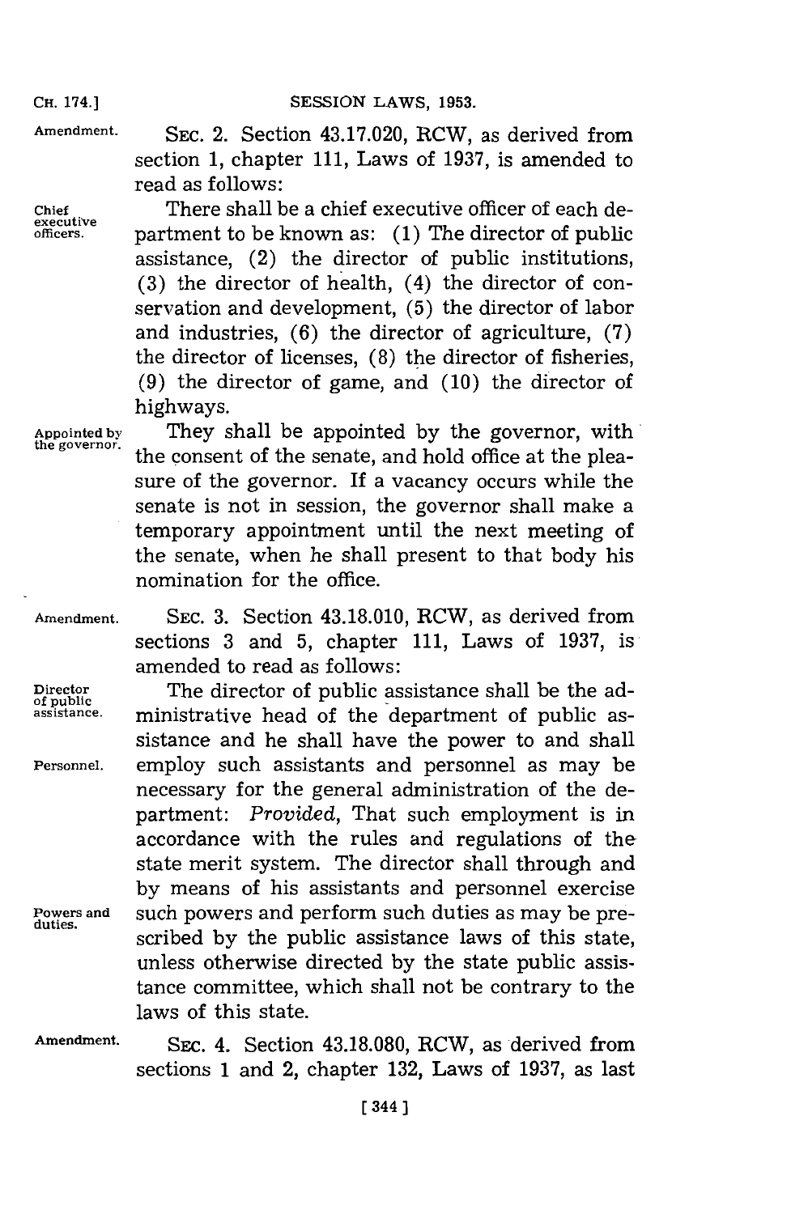**Amendment.** SEC. 2. Section 43.17.020, RCW, as derived from section 1, chapter 111, Laws of 1937, is amended to read as follows:

**Chief executive officers.** There shall be a chief executive officer of each department to be known as: (1) The director of public assistance, (2) the director of public institutions, (3) the director of health, (4) the director of conservation and development, (5) the director of labor and industries, (6) the director of agriculture, (7) the director of licenses, (8) the director of fisheries, (9) the director of game, and (10) the director of highways.

**Appointed by the governor.** They shall be appointed by the governor, with the consent of the senate, and hold office at the pleasure of the governor. If a vacancy occurs while the senate is not in session, the governor shall make a temporary appointment until the next meeting of the senate, when he shall present to that body his nomination for the office.

**Amendment.** SEC. 3. Section 43.18.010, RCW, as derived from sections 3 and 5, chapter 111, Laws of 1937, is amended to read as follows:

**Director of public assistance.** The director of public assistance shall be the administrative head of the department of public assistance and he shall have the power to and shall **Personnel.** employ such assistants and personnel as may be necessary for the general administration of the department: *Provided*, That such employment is in accordance with the rules and regulations of the state merit system. The director shall through and by means of his assistants and personnel exercise **Powers and duties.** such powers and perform such duties as may be prescribed by the public assistance laws of this state, unless otherwise directed by the state public assistance committee, which shall not be contrary to the laws of this state.

**Amendment.** SEC. 4. Section 43.18.080, RCW, as derived from sections 1 and 2, chapter 132, Laws of 1937, as last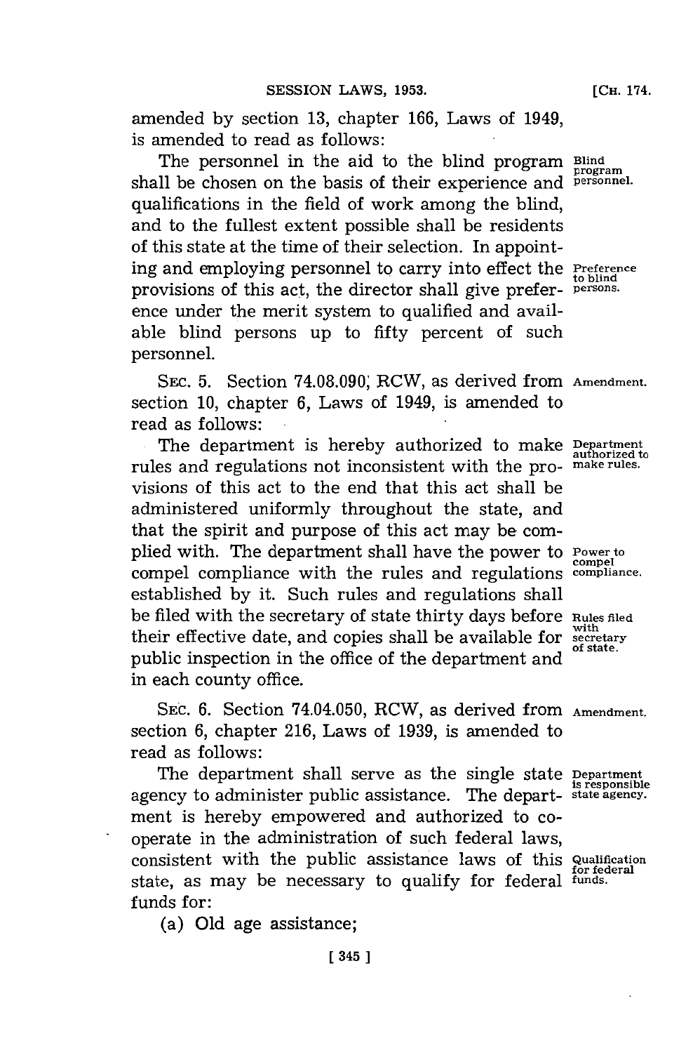amended by section 13, chapter 166, Laws of 1949, is amended to read as follows:

The personnel in the aid to the blind program shall be chosen on the basis of their experience and qualifications in the field of work among the blind, and to the fullest extent possible shall be residents of this state at the time of their selection. In appointing and employing personnel to carry into effect the provisions of this act, the director shall give preference under the merit system to qualified and available blind persons up to fifty percent of such personnel.

Blind program personnel.

Preference to blind persons.

SEC. 5. Section 74.08.090, RCW, as derived from section 10, chapter 6, Laws of 1949, is amended to read as follows:

Amendment.

The department is hereby authorized to make rules and regulations not inconsistent with the provisions of this act to the end that this act shall be administered uniformly throughout the state, and that the spirit and purpose of this act may be complied with. The department shall have the power to compel compliance with the rules and regulations established by it. Such rules and regulations shall be filed with the secretary of state thirty days before their effective date, and copies shall be available for public inspection in the office of the department and in each county office.

Department authorized to make rules.

Power to compel compliance.

Rules filed with secretary of state.

SEC. 6. Section 74.04.050, RCW, as derived from section 6, chapter 216, Laws of 1939, is amended to read as follows:

Amendment.

The department shall serve as the single state agency to administer public assistance. The department is hereby empowered and authorized to cooperate in the administration of such federal laws, consistent with the public assistance laws of this state, as may be necessary to qualify for federal funds for:

Department is responsible state agency.

Qualification for federal funds.

(a) Old age assistance;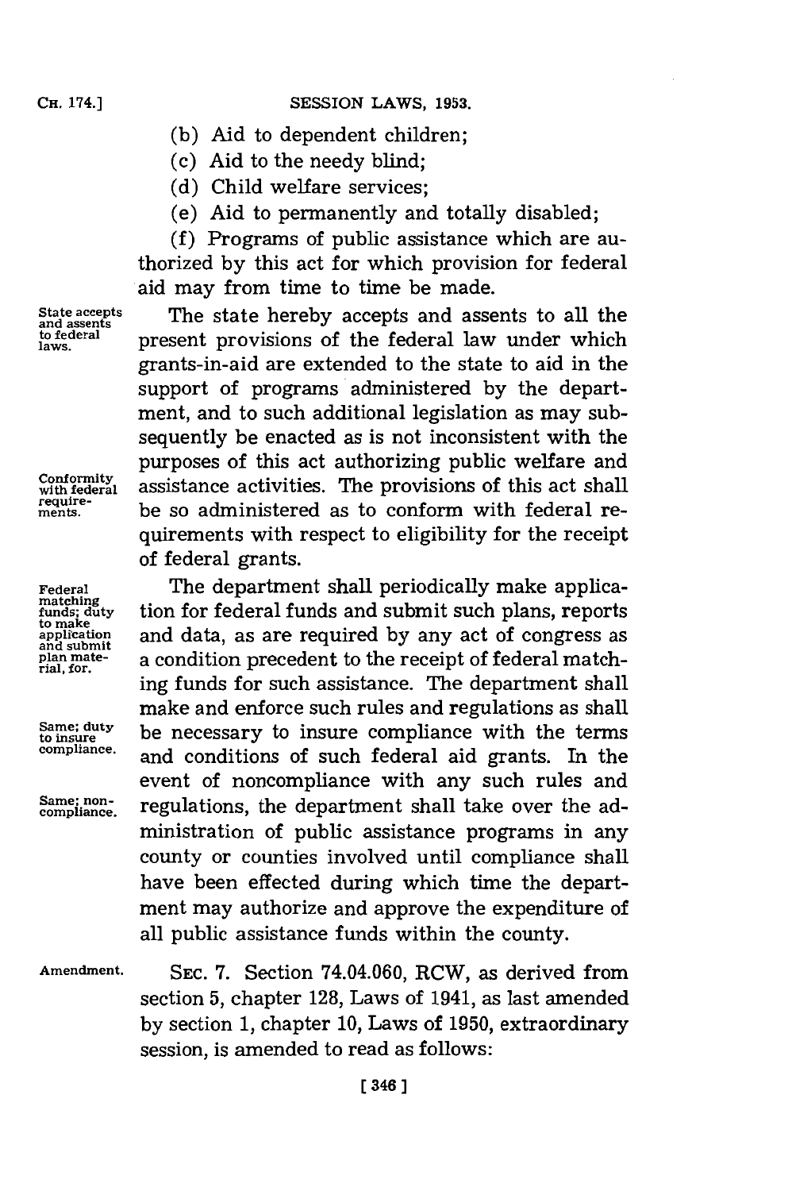(b) Aid to dependent children;

(c) Aid to the needy blind;

(d) Child welfare services;

(e) Aid to permanently and totally disabled;

(f) Programs of public assistance which are authorized by this act for which provision for federal aid may from time to time be made.

State accepts and assents to federal laws.

The state hereby accepts and assents to all the present provisions of the federal law under which grants-in-aid are extended to the state to aid in the support of programs administered by the department, and to such additional legislation as may subsequently be enacted as is not inconsistent with the purposes of this act authorizing public welfare and assistance activities. The provisions of this act shall be so administered as to conform with federal requirements with respect to eligibility for the receipt of federal grants.

Conformity with federal requirements.

Federal matching funds; duty to make application and submit plan material, for.

The department shall periodically make application for federal funds and submit such plans, reports and data, as are required by any act of congress as a condition precedent to the receipt of federal matching funds for such assistance. The department shall make and enforce such rules and regulations as shall be necessary to insure compliance with the terms and conditions of such federal aid grants. In the event of noncompliance with any such rules and regulations, the department shall take over the administration of public assistance programs in any county or counties involved until compliance shall have been effected during which time the department may authorize and approve the expenditure of all public assistance funds within the county.

Same; duty to insure compliance.

Same; noncompliance.

Amendment.

SEC. 7. Section 74.04.060, RCW, as derived from section 5, chapter 128, Laws of 1941, as last amended by section 1, chapter 10, Laws of 1950, extraordinary session, is amended to read as follows: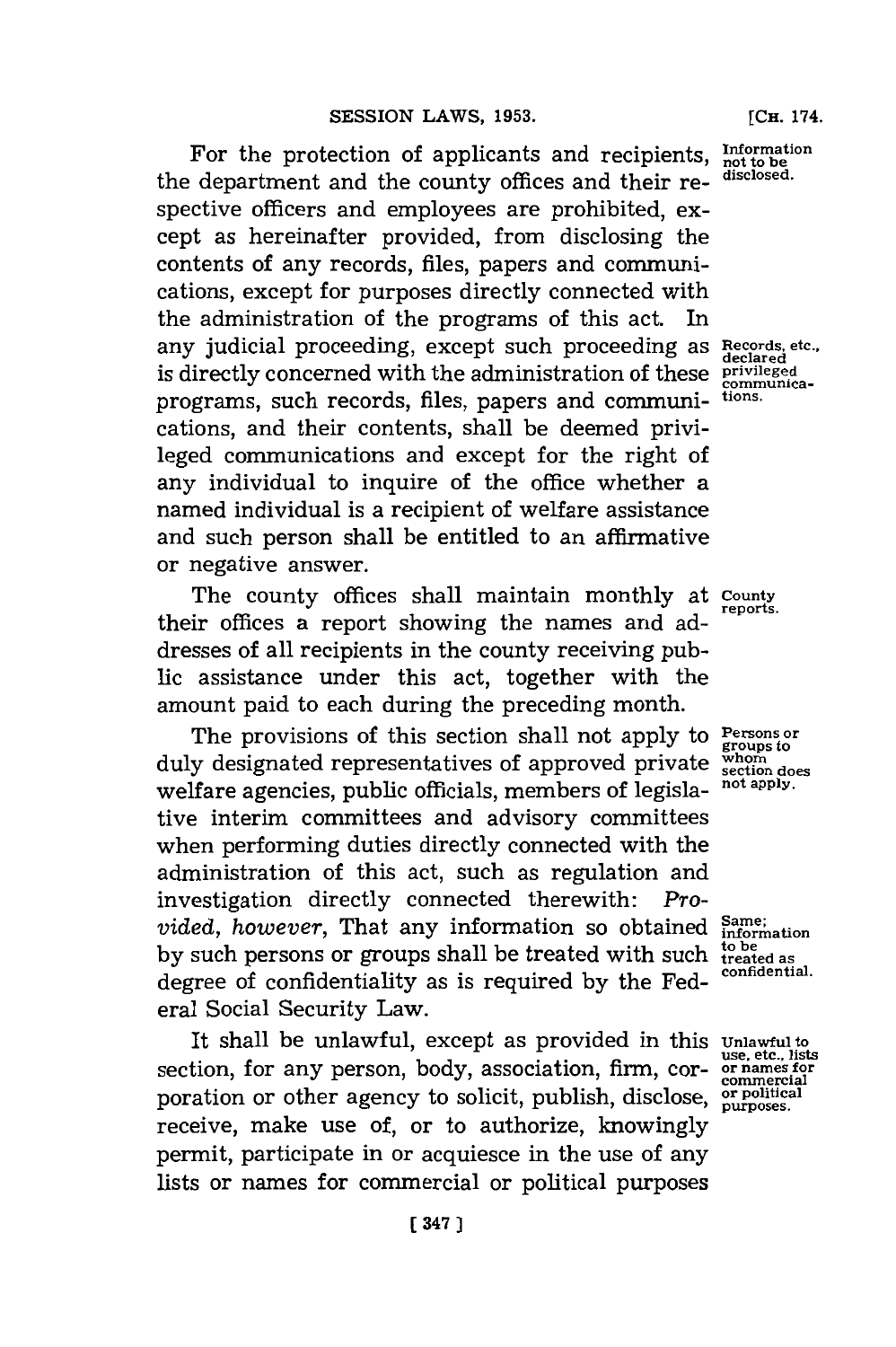For the protection of applicants and recipients, the department and the county offices and their respective officers and employees are prohibited, except as hereinafter provided, from disclosing the contents of any records, files, papers and communications, except for purposes directly connected with the administration of the programs of this act. In any judicial proceeding, except such proceeding as is directly concerned with the administration of these programs, such records, files, papers and communications, and their contents, shall be deemed privileged communications and except for the right of any individual to inquire of the office whether a named individual is a recipient of welfare assistance and such person shall be entitled to an affirmative or negative answer.

Information not to be disclosed.

Records, etc., declared privileged communications.

The county offices shall maintain monthly at their offices a report showing the names and addresses of all recipients in the county receiving public assistance under this act, together with the amount paid to each during the preceding month.

County reports.

The provisions of this section shall not apply to duly designated representatives of approved private welfare agencies, public officials, members of legislative interim committees and advisory committees when performing duties directly connected with the administration of this act, such as regulation and investigation directly connected therewith: *Provided, however*, That any information so obtained by such persons or groups shall be treated with such degree of confidentiality as is required by the Federal Social Security Law.

Persons or groups to whom section does not apply.

Same; information to be treated as confidential.

It shall be unlawful, except as provided in this section, for any person, body, association, firm, corporation or other agency to solicit, publish, disclose, receive, make use of, or to authorize, knowingly permit, participate in or acquiesce in the use of any lists or names for commercial or political purposes

Unlawful to use, etc., lists or names for commercial or political purposes.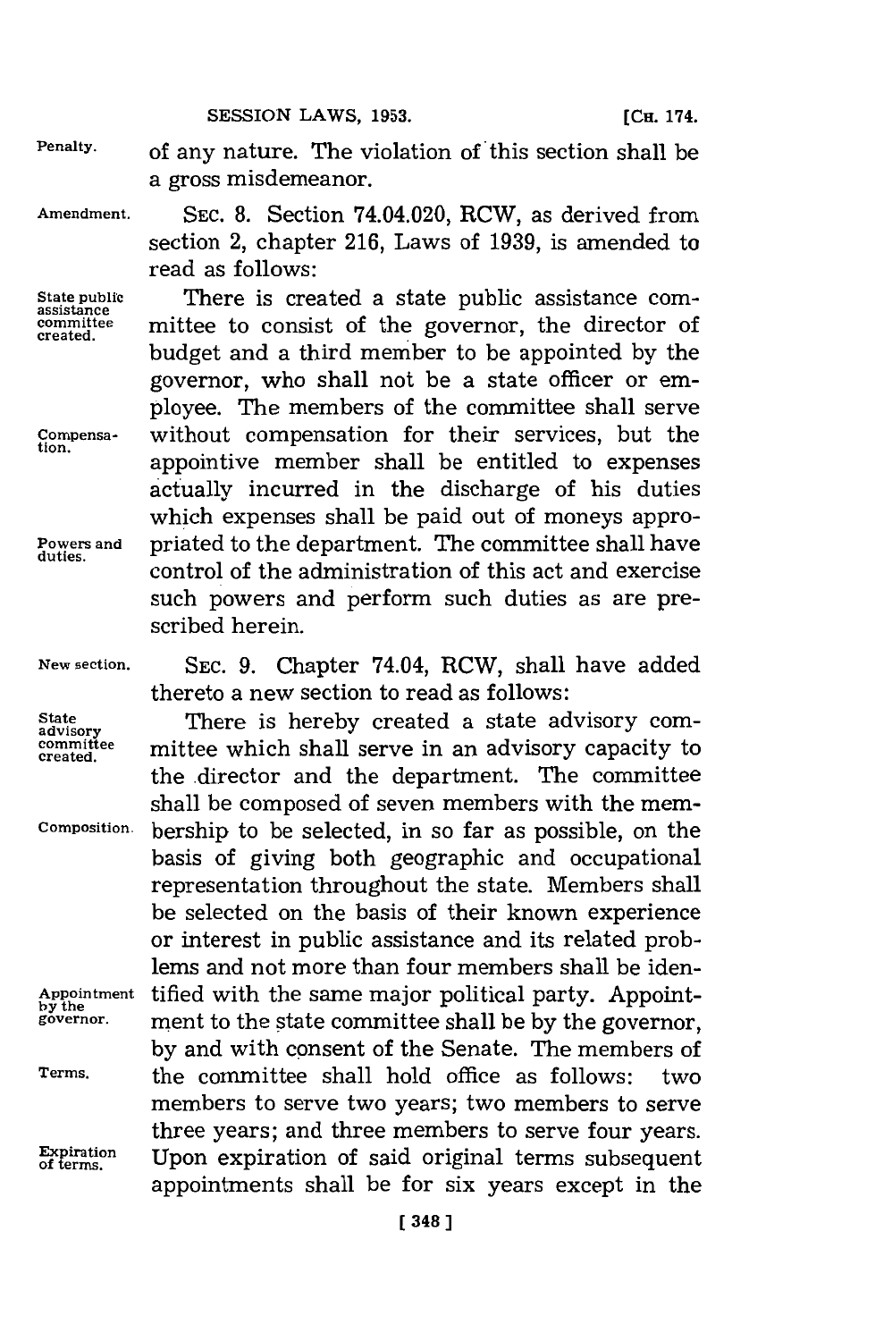Penalty. of any nature. The violation of this section shall be a gross misdemeanor.

Amendment. SEC. 8. Section 74.04.020, RCW, as derived from section 2, chapter 216, Laws of 1939, is amended to read as follows:

State public assistance committee created. There is created a state public assistance committee to consist of the governor, the director of budget and a third member to be appointed by the governor, who shall not be a state officer or employee. The members of the committee shall serve without compensation for their services, but the appointive member shall be entitled to expenses actually incurred in the discharge of his duties which expenses shall be paid out of moneys appropriated to the department. The committee shall have control of the administration of this act and exercise such powers and perform such duties as are prescribed herein.

Compensation.

Powers and duties.

New section. SEC. 9. Chapter 74.04, RCW, shall have added thereto a new section to read as follows:

State advisory committee created. There is hereby created a state advisory committee which shall serve in an advisory capacity to the director and the department. The committee shall be composed of seven members with the membership to be selected, in so far as possible, on the basis of giving both geographic and occupational representation throughout the state. Members shall be selected on the basis of their known experience or interest in public assistance and its related problems and not more than four members shall be identified with the same major political party. Appointment to the state committee shall be by the governor, by and with consent of the Senate. The members of the committee shall hold office as follows: two members to serve two years; two members to serve three years; and three members to serve four years. Upon expiration of said original terms subsequent appointments shall be for six years except in the

Composition.

Appointment by the governor.

Terms.

Expiration of terms.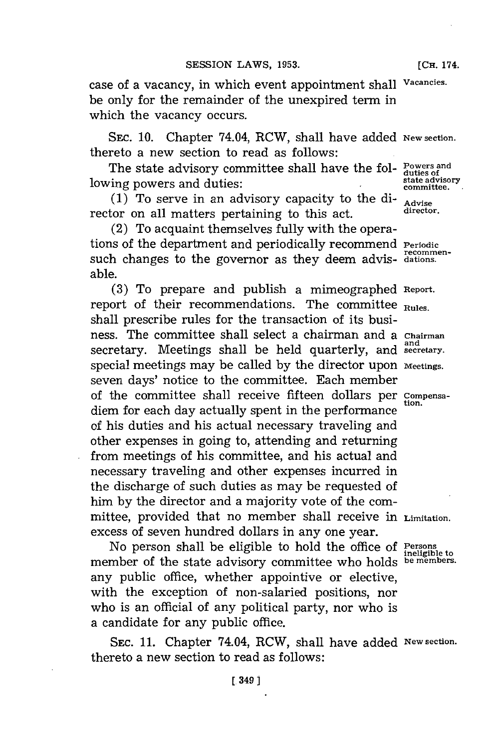case of a vacancy, in which event appointment shall be only for the remainder of the unexpired term in which the vacancy occurs.

SEC. 10. Chapter 74.04, RCW, shall have added thereto a new section to read as follows:

The state advisory committee shall have the following powers and duties:

(1) To serve in an advisory capacity to the director on all matters pertaining to this act.

(2) To acquaint themselves fully with the operations of the department and periodically recommend such changes to the governor as they deem advisable.

(3) To prepare and publish a mimeographed report of their recommendations. The committee shall prescribe rules for the transaction of its business. The committee shall select a chairman and a secretary. Meetings shall be held quarterly, and special meetings may be called by the director upon seven days' notice to the committee. Each member of the committee shall receive fifteen dollars per diem for each day actually spent in the performance of his duties and his actual necessary traveling and other expenses in going to, attending and returning from meetings of his committee, and his actual and necessary traveling and other expenses incurred in the discharge of such duties as may be requested of him by the director and a majority vote of the committee, provided that no member shall receive in excess of seven hundred dollars in any one year.

No person shall be eligible to hold the office of member of the state advisory committee who holds any public office, whether appointive or elective, with the exception of non-salaried positions, nor who is an official of any political party, nor who is a candidate for any public office.

SEC. 11. Chapter 74.04, RCW, shall have added thereto a new section to read as follows: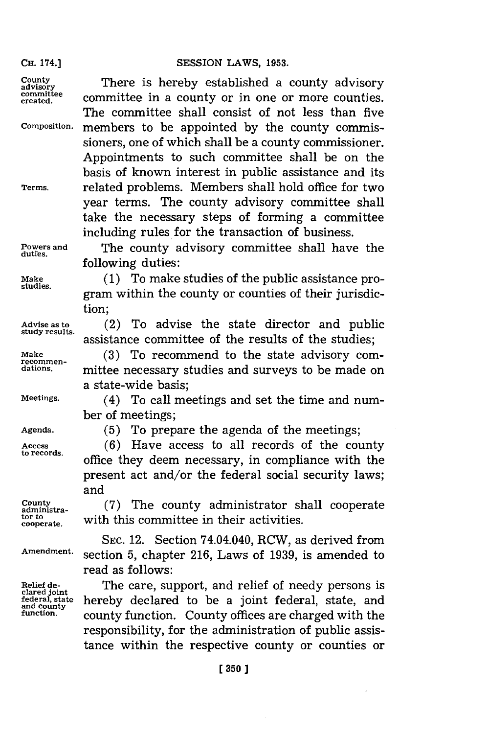There is hereby established a county advisory committee in a county or in one or more counties. The committee shall consist of not less than five members to be appointed by the county commissioners, one of which shall be a county commissioner. Appointments to such committee shall be on the basis of known interest in public assistance and its related problems. Members shall hold office for two year terms. The county advisory committee shall take the necessary steps of forming a committee including rules for the transaction of business.

The county advisory committee shall have the following duties:

(1) To make studies of the public assistance program within the county or counties of their jurisdiction;

(2) To advise the state director and public assistance committee of the results of the studies;

(3) To recommend to the state advisory committee necessary studies and surveys to be made on a state-wide basis;

(4) To call meetings and set the time and number of meetings;

(5) To prepare the agenda of the meetings;

(6) Have access to all records of the county office they deem necessary, in compliance with the present act and/or the federal social security laws; and

(7) The county administrator shall cooperate with this committee in their activities.

SEC. 12. Section 74.04.040, RCW, as derived from section 5, chapter 216, Laws of 1939, is amended to read as follows:

The care, support, and relief of needy persons is hereby declared to be a joint federal, state, and county function. County offices are charged with the responsibility, for the administration of public assistance within the respective county or counties or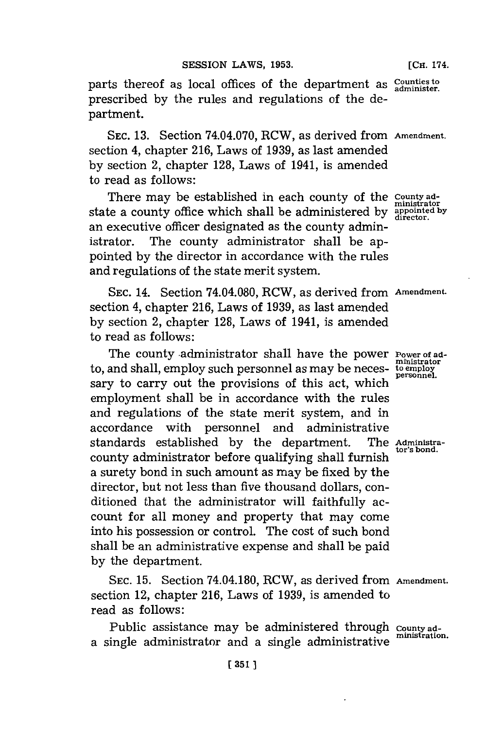parts thereof as local offices of the department as prescribed by the rules and regulations of the department.

Counties to administer.

SEC. 13. Section 74.04.070, RCW, as derived from section 4, chapter 216, Laws of 1939, as last amended by section 2, chapter 128, Laws of 1941, is amended to read as follows:

Amendment.

There may be established in each county of the state a county office which shall be administered by an executive officer designated as the county administrator. The county administrator shall be appointed by the director in accordance with the rules and regulations of the state merit system.

County administrator appointed by director.

SEC. 14. Section 74.04.080, RCW, as derived from section 4, chapter 216, Laws of 1939, as last amended by section 2, chapter 128, Laws of 1941, is amended to read as follows:

Amendment.

The county administrator shall have the power to, and shall, employ such personnel as may be necessary to carry out the provisions of this act, which employment shall be in accordance with the rules and regulations of the state merit system, and in accordance with personnel and administrative standards established by the department. The county administrator before qualifying shall furnish a surety bond in such amount as may be fixed by the director, but not less than five thousand dollars, conditioned that the administrator will faithfully account for all money and property that may come into his possession or control. The cost of such bond shall be an administrative expense and shall be paid by the department.

Power of administrator to employ personnel.

Administrator's bond.

SEC. 15. Section 74.04.180, RCW, as derived from section 12, chapter 216, Laws of 1939, is amended to read as follows:

Amendment.

Public assistance may be administered through a single administrator and a single administrative

County administration.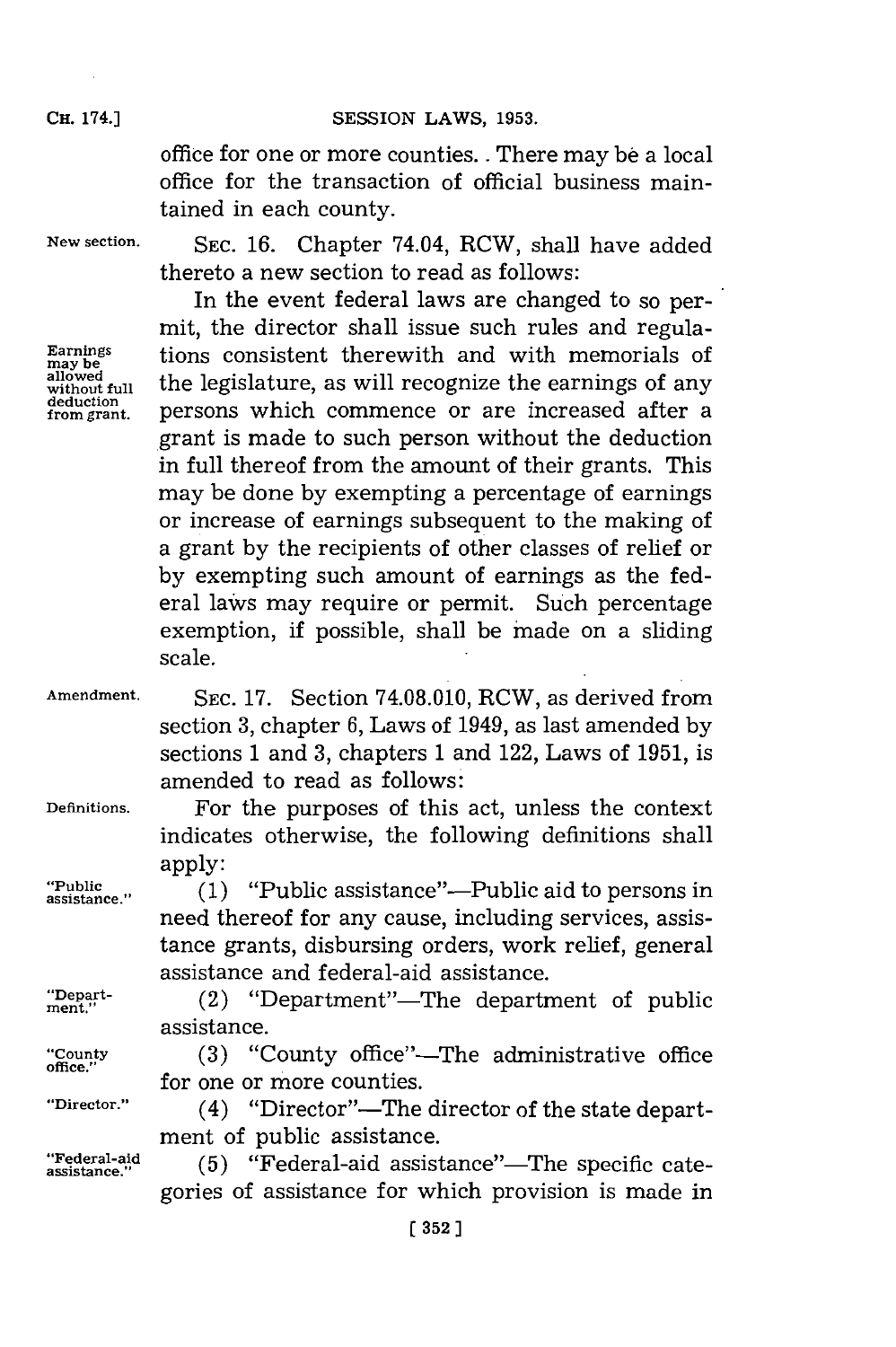office for one or more counties. There may be a local office for the transaction of official business maintained in each county.

New section. SEC. 16. Chapter 74.04, RCW, shall have added thereto a new section to read as follows:

Earnings may be allowed without full deduction from grant. In the event federal laws are changed to so permit, the director shall issue such rules and regulations consistent therewith and with memorials of the legislature, as will recognize the earnings of any persons which commence or are increased after a grant is made to such person without the deduction in full thereof from the amount of their grants. This may be done by exempting a percentage of earnings or increase of earnings subsequent to the making of a grant by the recipients of other classes of relief or by exempting such amount of earnings as the federal laws may require or permit. Such percentage exemption, if possible, shall be made on a sliding scale.

Amendment. SEC. 17. Section 74.08.010, RCW, as derived from section 3, chapter 6, Laws of 1949, as last amended by sections 1 and 3, chapters 1 and 122, Laws of 1951, is amended to read as follows:

Definitions. For the purposes of this act, unless the context indicates otherwise, the following definitions shall apply:

"Public assistance." (1) "Public assistance"—Public aid to persons in need thereof for any cause, including services, assistance grants, disbursing orders, work relief, general assistance and federal-aid assistance.

"Department." (2) "Department"—The department of public assistance.

"County office." (3) "County office"—The administrative office for one or more counties.

"Director." (4) "Director"—The director of the state department of public assistance.

"Federal-aid assistance." (5) "Federal-aid assistance"—The specific categories of assistance for which provision is made in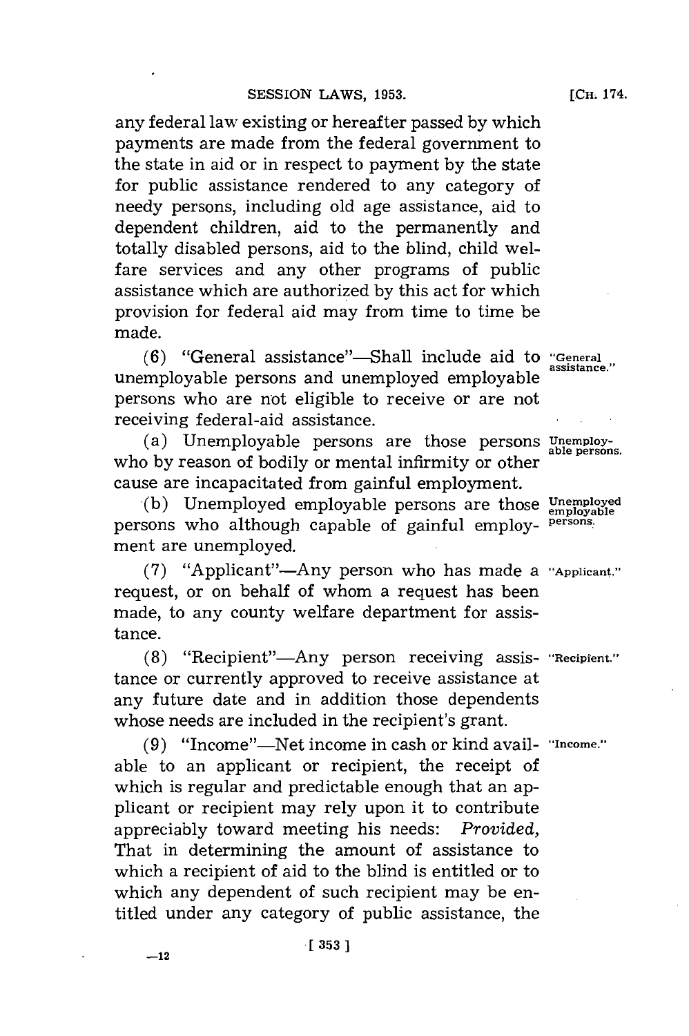any federal law existing or hereafter passed by which payments are made from the federal government to the state in aid or in respect to payment by the state for public assistance rendered to any category of needy persons, including old age assistance, aid to dependent children, aid to the permanently and totally disabled persons, aid to the blind, child welfare services and any other programs of public assistance which are authorized by this act for which provision for federal aid may from time to time be made.

(6) "General assistance"—Shall include aid to unemployable persons and unemployed employable persons who are not eligible to receive or are not receiving federal-aid assistance. "General assistance."

(a) Unemployable persons are those persons who by reason of bodily or mental infirmity or other cause are incapacitated from gainful employment. Unemployable persons.

(b) Unemployed employable persons are those persons who although capable of gainful employment are unemployed. Unemployed employable persons.

(7) "Applicant"—Any person who has made a request, or on behalf of whom a request has been made, to any county welfare department for assistance. "Applicant."

(8) "Recipient"—Any person receiving assistance or currently approved to receive assistance at any future date and in addition those dependents whose needs are included in the recipient's grant. "Recipient."

(9) "Income"—Net income in cash or kind available to an applicant or recipient, the receipt of which is regular and predictable enough that an applicant or recipient may rely upon it to contribute appreciably toward meeting his needs: *Provided,* That in determining the amount of assistance to which a recipient of aid to the blind is entitled or to which any dependent of such recipient may be entitled under any category of public assistance, the "Income."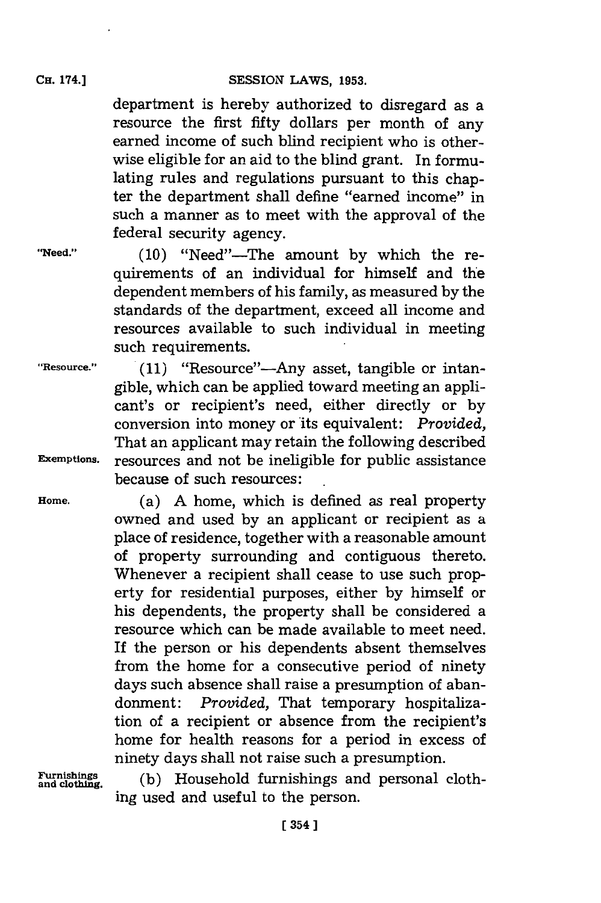department is hereby authorized to disregard as a resource the first fifty dollars per month of any earned income of such blind recipient who is otherwise eligible for an aid to the blind grant. In formulating rules and regulations pursuant to this chapter the department shall define "earned income" in such a manner as to meet with the approval of the federal security agency.

"Need."

(10) "Need"—The amount by which the requirements of an individual for himself and the dependent members of his family, as measured by the standards of the department, exceed all income and resources available to such individual in meeting such requirements.

"Resource."

(11) "Resource"—Any asset, tangible or intangible, which can be applied toward meeting an applicant's or recipient's need, either directly or by conversion into money or its equivalent: *Provided,* That an applicant may retain the following described resources and not be ineligible for public assistance because of such resources:

Exemptions.

Home.

(a) A home, which is defined as real property owned and used by an applicant or recipient as a place of residence, together with a reasonable amount of property surrounding and contiguous thereto. Whenever a recipient shall cease to use such property for residential purposes, either by himself or his dependents, the property shall be considered a resource which can be made available to meet need. If the person or his dependents absent themselves from the home for a consecutive period of ninety days such absence shall raise a presumption of abandonment: *Provided,* That temporary hospitalization of a recipient or absence from the recipient's home for health reasons for a period in excess of ninety days shall not raise such a presumption.

Furnishings and clothing.

(b) Household furnishings and personal clothing used and useful to the person.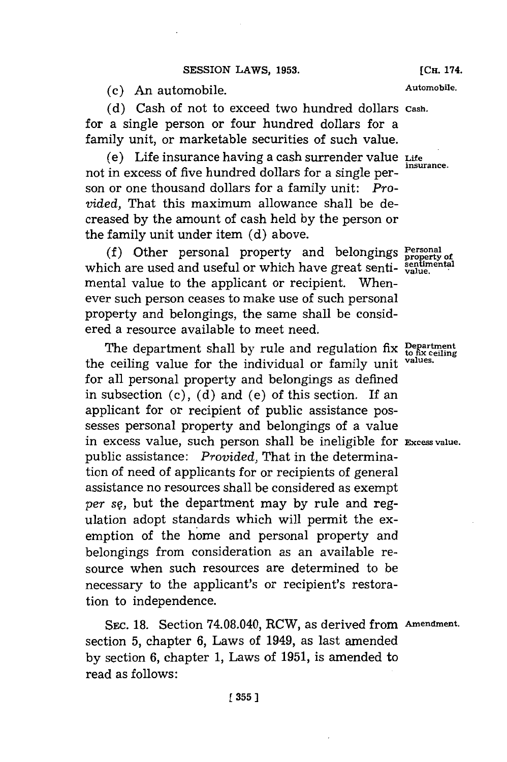(c) An automobile.

**Automobile.**

(d) Cash of not to exceed two hundred dollars for a single person or four hundred dollars for a family unit, or marketable securities of such value.

**Cash.**

(e) Life insurance having a cash surrender value not in excess of five hundred dollars for a single person or one thousand dollars for a family unit: *Provided,* That this maximum allowance shall be decreased by the amount of cash held by the person or the family unit under item (d) above.

**Life insurance.**

(f) Other personal property and belongings which are used and useful or which have great sentimental value to the applicant or recipient. Whenever such person ceases to make use of such personal property and belongings, the same shall be considered a resource available to meet need.

**Personal property of sentimental value.**

The department shall by rule and regulation fix the ceiling value for the individual or family unit for all personal property and belongings as defined in subsection (c), (d) and (e) of this section. If an applicant for or recipient of public assistance possesses personal property and belongings of a value in excess value, such person shall be ineligible for public assistance: *Provided,* That in the determination of need of applicants for or recipients of general assistance no resources shall be considered as exempt *per se,* but the department may by rule and regulation adopt standards which will permit the exemption of the home and personal property and belongings from consideration as an available resource when such resources are determined to be necessary to the applicant's or recipient's restoration to independence.

**Department to fix ceiling values.**

**Excess value.**

SEC. 18. Section 74.08.040, RCW, as derived from section 5, chapter 6, Laws of 1949, as last amended by section 6, chapter 1, Laws of 1951, is amended to read as follows:

**Amendment.**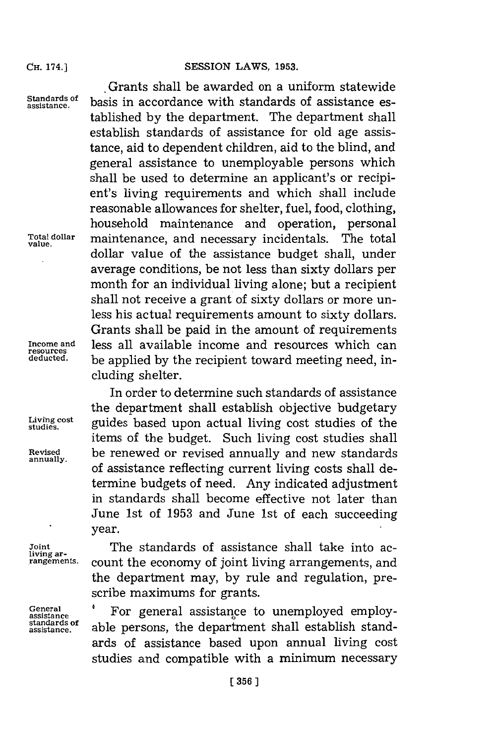Standards of assistance.

Grants shall be awarded on a uniform statewide basis in accordance with standards of assistance established by the department. The department shall establish standards of assistance for old age assistance, aid to dependent children, aid to the blind, and general assistance to unemployable persons which shall be used to determine an applicant's or recipient's living requirements and which shall include reasonable allowances for shelter, fuel, food, clothing, household maintenance and operation, personal maintenance, and necessary incidentals. The total dollar value of the assistance budget shall, under average conditions, be not less than sixty dollars per month for an individual living alone; but a recipient shall not receive a grant of sixty dollars or more unless his actual requirements amount to sixty dollars. Grants shall be paid in the amount of requirements less all available income and resources which can be applied by the recipient toward meeting need, including shelter.

Total dollar value.

Income and resources deducted.

Living cost studies.

Revised annually.

In order to determine such standards of assistance the department shall establish objective budgetary guides based upon actual living cost studies of the items of the budget. Such living cost studies shall be renewed or revised annually and new standards of assistance reflecting current living costs shall determine budgets of need. Any indicated adjustment in standards shall become effective not later than June 1st of 1953 and June 1st of each succeeding year.

Joint living arrangements.

The standards of assistance shall take into account the economy of joint living arrangements, and the department may, by rule and regulation, prescribe maximums for grants.

General assistance standards of assistance.

For general assistance to unemployed employable persons, the department shall establish standards of assistance based upon annual living cost studies and compatible with a minimum necessary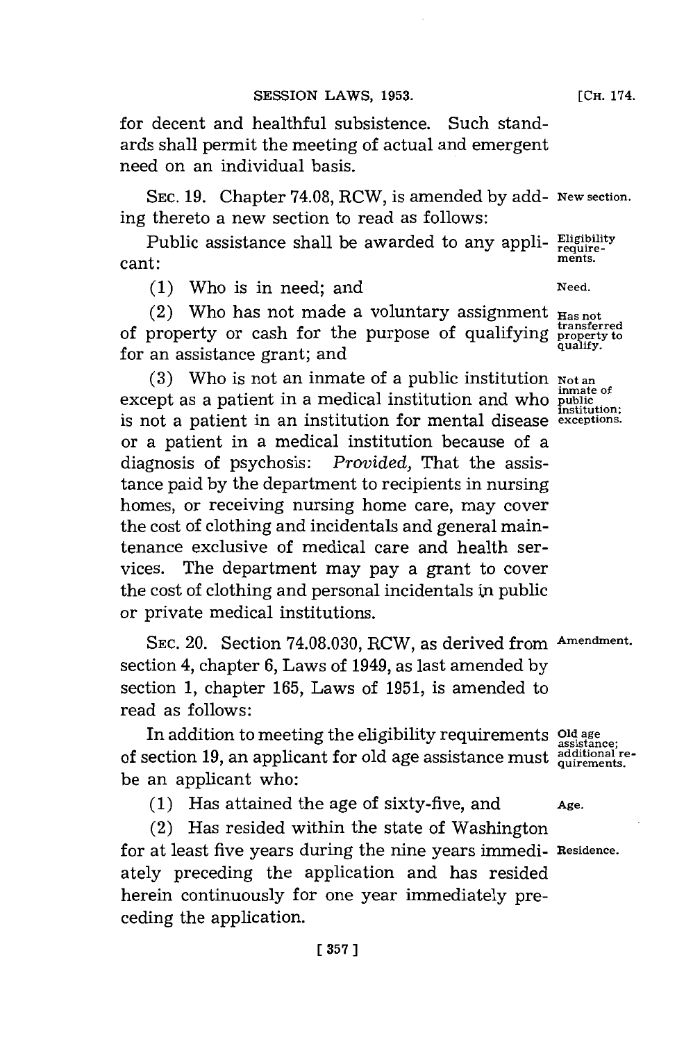for decent and healthful subsistence. Such standards shall permit the meeting of actual and emergent need on an individual basis.

SEC. 19. Chapter 74.08, RCW, is amended by adding thereto a new section to read as follows: **New section.**

**Eligibility requirements.** Public assistance shall be awarded to any applicant:

(1) Who is in need; and **Need.**

(2) Who has not made a voluntary assignment of property or cash for the purpose of qualifying for an assistance grant; and **Has not transferred property to qualify.**

(3) Who is not an inmate of a public institution except as a patient in a medical institution and who is not a patient in an institution for mental disease or a patient in a medical institution because of a diagnosis of psychosis: *Provided,* That the assistance paid by the department to recipients in nursing homes, or receiving nursing home care, may cover the cost of clothing and incidentals and general maintenance exclusive of medical care and health services. The department may pay a grant to cover the cost of clothing and personal incidentals in public or private medical institutions. **Not an inmate of public institution; exceptions.**

SEC. 20. Section 74.08.030, RCW, as derived from section 4, chapter 6, Laws of 1949, as last amended by section 1, chapter 165, Laws of 1951, is amended to read as follows: **Amendment.**

In addition to meeting the eligibility requirements of section 19, an applicant for old age assistance must be an applicant who: **Old age assistance; additional requirements.**

(1) Has attained the age of sixty-five, and **Age.**

(2) Has resided within the state of Washington for at least five years during the nine years immediately preceding the application and has resided herein continuously for one year immediately preceding the application. **Residence.**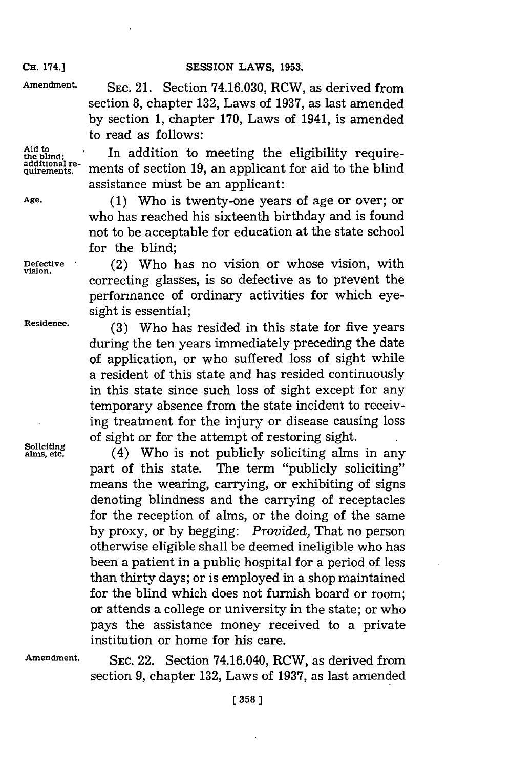**Amendment.** SEC. 21. Section 74.16.030, RCW, as derived from section 8, chapter 132, Laws of 1937, as last amended by section 1, chapter 170, Laws of 1941, is amended to read as follows:

**Aid to the blind; additional requirements.** In addition to meeting the eligibility requirements of section 19, an applicant for aid to the blind assistance must be an applicant:

**Age.** (1) Who is twenty-one years of age or over; or who has reached his sixteenth birthday and is found not to be acceptable for education at the state school for the blind;

**Defective vision.** (2) Who has no vision or whose vision, with correcting glasses, is so defective as to prevent the performance of ordinary activities for which eyesight is essential;

**Residence.** (3) Who has resided in this state for five years during the ten years immediately preceding the date of application, or who suffered loss of sight while a resident of this state and has resided continuously in this state since such loss of sight except for any temporary absence from the state incident to receiving treatment for the injury or disease causing loss of sight or for the attempt of restoring sight.

**Soliciting alms, etc.** (4) Who is not publicly soliciting alms in any part of this state. The term "publicly soliciting" means the wearing, carrying, or exhibiting of signs denoting blindness and the carrying of receptacles for the reception of alms, or the doing of the same by proxy, or by begging: *Provided,* That no person otherwise eligible shall be deemed ineligible who has been a patient in a public hospital for a period of less than thirty days; or is employed in a shop maintained for the blind which does not furnish board or room; or attends a college or university in the state; or who pays the assistance money received to a private institution or home for his care.

**Amendment.** SEC. 22. Section 74.16.040, RCW, as derived from section 9, chapter 132, Laws of 1937, as last amended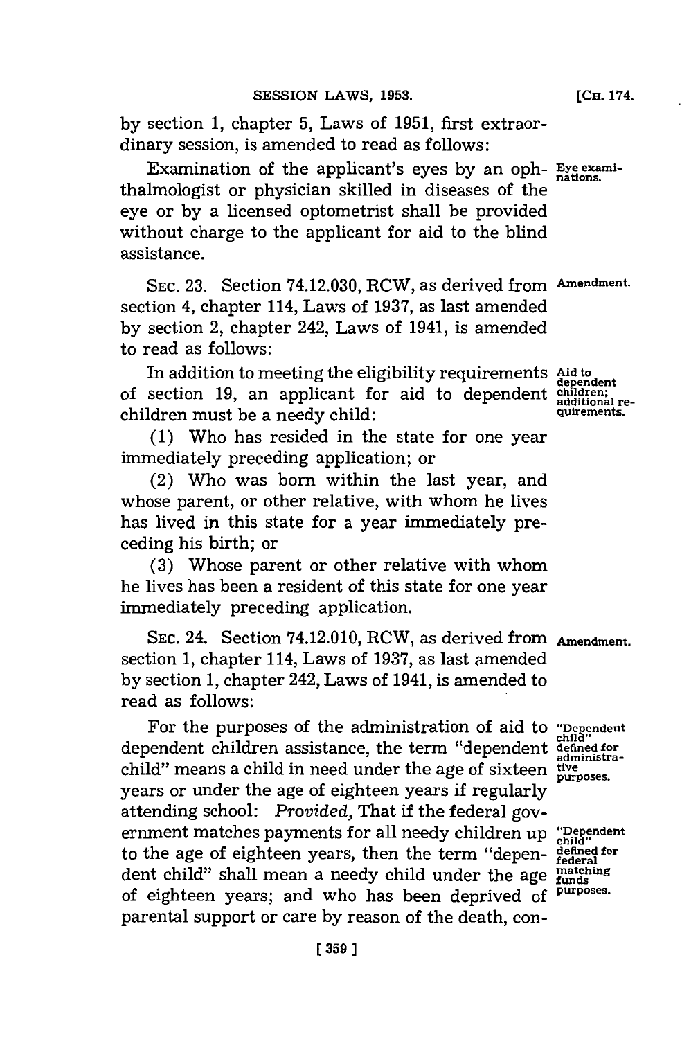by section 1, chapter 5, Laws of 1951, first extraordinary session, is amended to read as follows:

Examination of the applicant's eyes by an ophthalmologist or physician skilled in diseases of the eye or by a licensed optometrist shall be provided without charge to the applicant for aid to the blind assistance.

*Eye examinations.*

SEC. 23. Section 74.12.030, RCW, as derived from section 4, chapter 114, Laws of 1937, as last amended by section 2, chapter 242, Laws of 1941, is amended to read as follows:

*Amendment.*

In addition to meeting the eligibility requirements of section 19, an applicant for aid to dependent children must be a needy child:

*Aid to dependent children; additional requirements.*

(1) Who has resided in the state for one year immediately preceding application; or

(2) Who was born within the last year, and whose parent, or other relative, with whom he lives has lived in this state for a year immediately preceding his birth; or

(3) Whose parent or other relative with whom he lives has been a resident of this state for one year immediately preceding application.

SEC. 24. Section 74.12.010, RCW, as derived from section 1, chapter 114, Laws of 1937, as last amended by section 1, chapter 242, Laws of 1941, is amended to read as follows:

*Amendment.*

For the purposes of the administration of aid to dependent children assistance, the term "dependent child" means a child in need under the age of sixteen years or under the age of eighteen years if regularly attending school: *Provided,* That if the federal government matches payments for all needy children up to the age of eighteen years, then the term "dependent child" shall mean a needy child under the age of eighteen years; and who has been deprived of parental support or care by reason of the death, con-

*"Dependent child" defined for administrative purposes.*

*"Dependent child" defined for federal matching funds purposes.*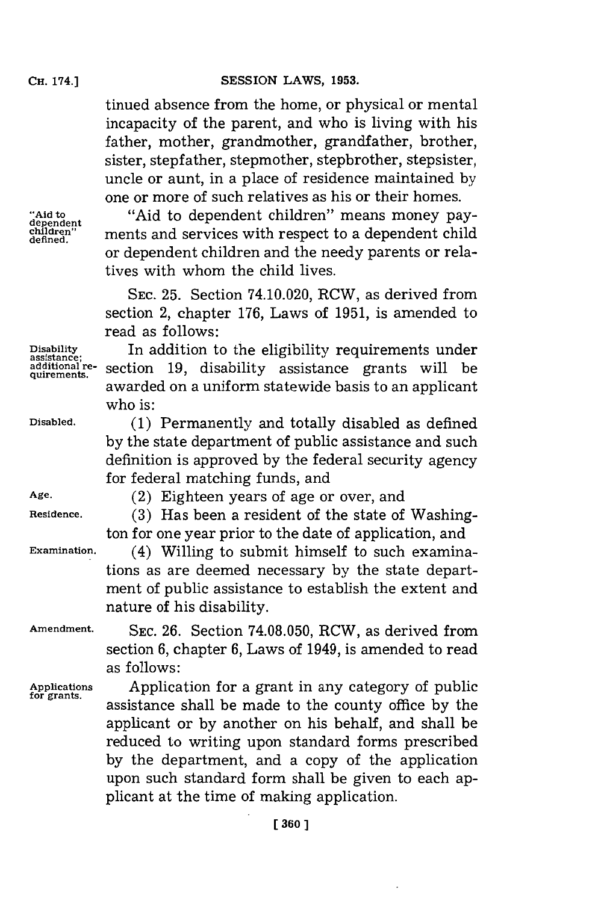tinued absence from the home, or physical or mental incapacity of the parent, and who is living with his father, mother, grandmother, grandfather, brother, sister, stepfather, stepmother, stepbrother, stepsister, uncle or aunt, in a place of residence maintained by one or more of such relatives as his or their homes.

"Aid to dependent children" defined. "Aid to dependent children" means money payments and services with respect to a dependent child or dependent children and the needy parents or relatives with whom the child lives.

SEC. 25. Section 74.10.020, RCW, as derived from section 2, chapter 176, Laws of 1951, is amended to read as follows:

Disability assistance; additional requirements. In addition to the eligibility requirements under section 19, disability assistance grants will be awarded on a uniform statewide basis to an applicant who is:

Disabled. (1) Permanently and totally disabled as defined by the state department of public assistance and such definition is approved by the federal security agency for federal matching funds, and

Age. (2) Eighteen years of age or over, and

Residence. (3) Has been a resident of the state of Washington for one year prior to the date of application, and

Examination. (4) Willing to submit himself to such examinations as are deemed necessary by the state department of public assistance to establish the extent and nature of his disability.

Amendment. SEC. 26. Section 74.08.050, RCW, as derived from section 6, chapter 6, Laws of 1949, is amended to read as follows:

Applications for grants. Application for a grant in any category of public assistance shall be made to the county office by the applicant or by another on his behalf, and shall be reduced to writing upon standard forms prescribed by the department, and a copy of the application upon such standard form shall be given to each applicant at the time of making application.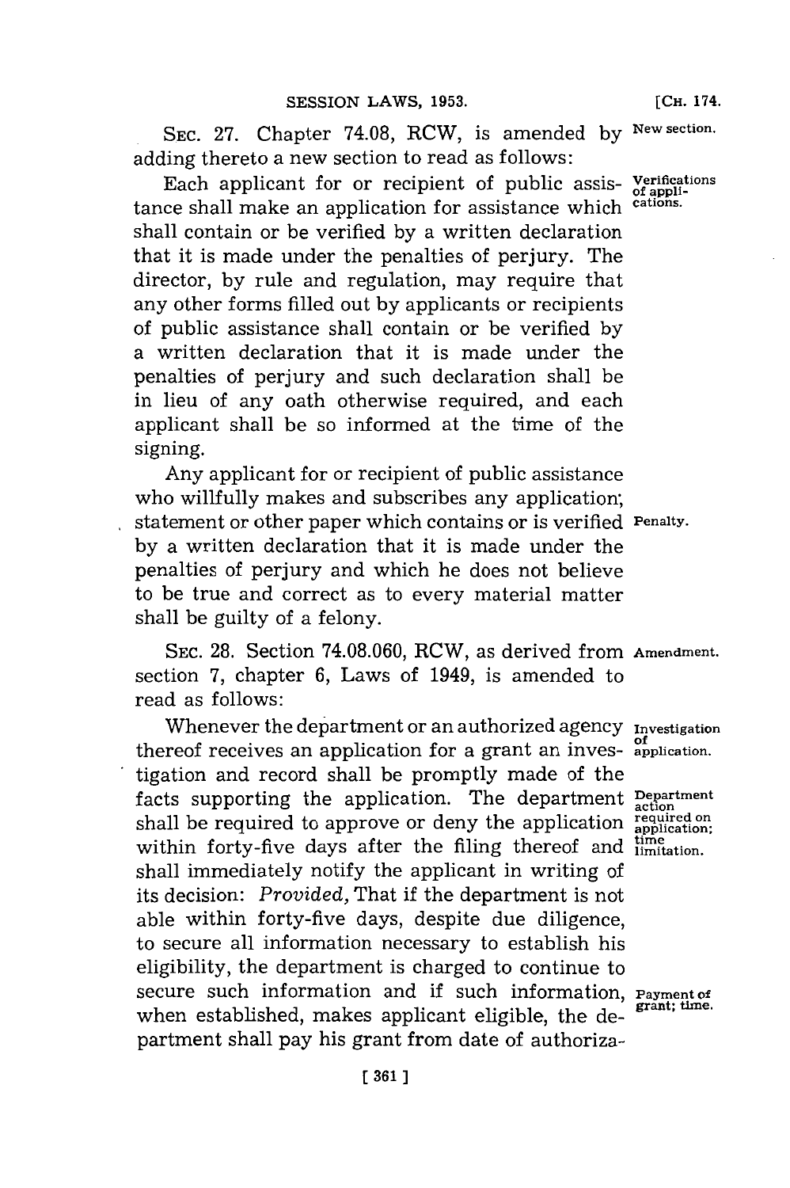SEC. 27. Chapter 74.08, RCW, is amended by adding thereto a new section to read as follows: New section.

Each applicant for or recipient of public assistance shall make an application for assistance which shall contain or be verified by a written declaration that it is made under the penalties of perjury. The director, by rule and regulation, may require that any other forms filled out by applicants or recipients of public assistance shall contain or be verified by a written declaration that it is made under the penalties of perjury and such declaration shall be in lieu of any oath otherwise required, and each applicant shall be so informed at the time of the signing. Verifications of applications.

Any applicant for or recipient of public assistance who willfully makes and subscribes any application, statement or other paper which contains or is verified by a written declaration that it is made under the penalties of perjury and which he does not believe to be true and correct as to every material matter shall be guilty of a felony. Penalty.

SEC. 28. Section 74.08.060, RCW, as derived from section 7, chapter 6, Laws of 1949, is amended to read as follows: Amendment.

Whenever the department or an authorized agency thereof receives an application for a grant an investigation and record shall be promptly made of the facts supporting the application. The department shall be required to approve or deny the application within forty-five days after the filing thereof and shall immediately notify the applicant in writing of its decision: *Provided,* That if the department is not able within forty-five days, despite due diligence, to secure all information necessary to establish his eligibility, the department is charged to continue to secure such information and if such information, when established, makes applicant eligible, the department shall pay his grant from date of authoriza- Investigation of application. Department action required on application; time limitation. Payment of grant; time.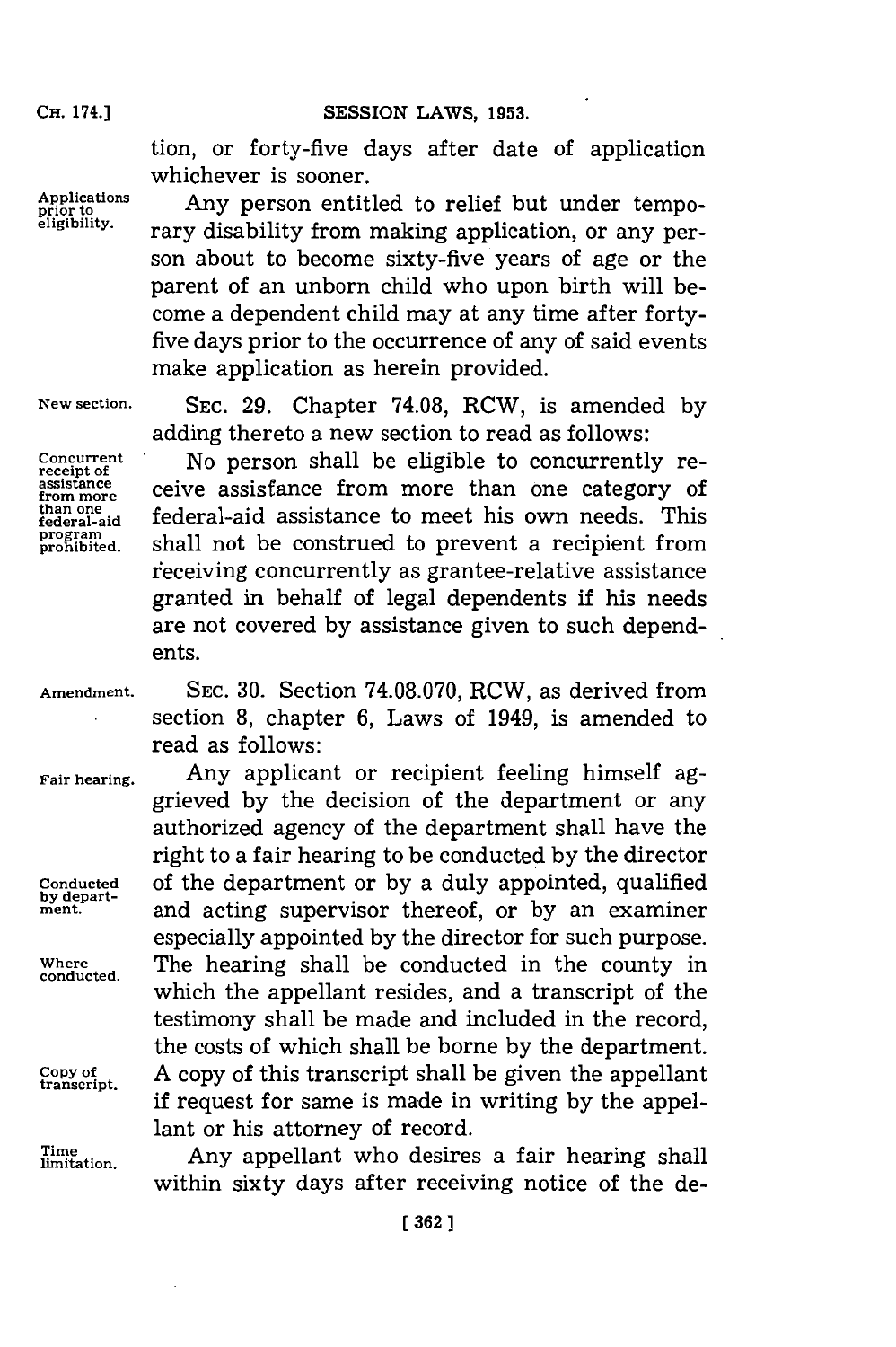tion, or forty-five days after date of application whichever is sooner.

Applications prior to eligibility.

Any person entitled to relief but under temporary disability from making application, or any person about to become sixty-five years of age or the parent of an unborn child who upon birth will become a dependent child may at any time after forty-five days prior to the occurrence of any of said events make application as herein provided.

New section.

SEC. 29. Chapter 74.08, RCW, is amended by adding thereto a new section to read as follows:

Concurrent receipt of assistance from more than one federal-aid program prohibited.

No person shall be eligible to concurrently receive assistance from more than one category of federal-aid assistance to meet his own needs. This shall not be construed to prevent a recipient from receiving concurrently as grantee-relative assistance granted in behalf of legal dependents if his needs are not covered by assistance given to such dependents.

Amendment.

SEC. 30. Section 74.08.070, RCW, as derived from section 8, chapter 6, Laws of 1949, is amended to read as follows:

Fair hearing.

Any applicant or recipient feeling himself aggrieved by the decision of the department or any authorized agency of the department shall have the right to a fair hearing to be conducted by the director of the department or by a duly appointed, qualified and acting supervisor thereof, or by an examiner especially appointed by the director for such purpose. The hearing shall be conducted in the county in which the appellant resides, and a transcript of the testimony shall be made and included in the record, the costs of which shall be borne by the department. A copy of this transcript shall be given the appellant if request for same is made in writing by the appellant or his attorney of record.

Conducted by department.

Where conducted.

Copy of transcript.

Time limitation.

Any appellant who desires a fair hearing shall within sixty days after receiving notice of the de-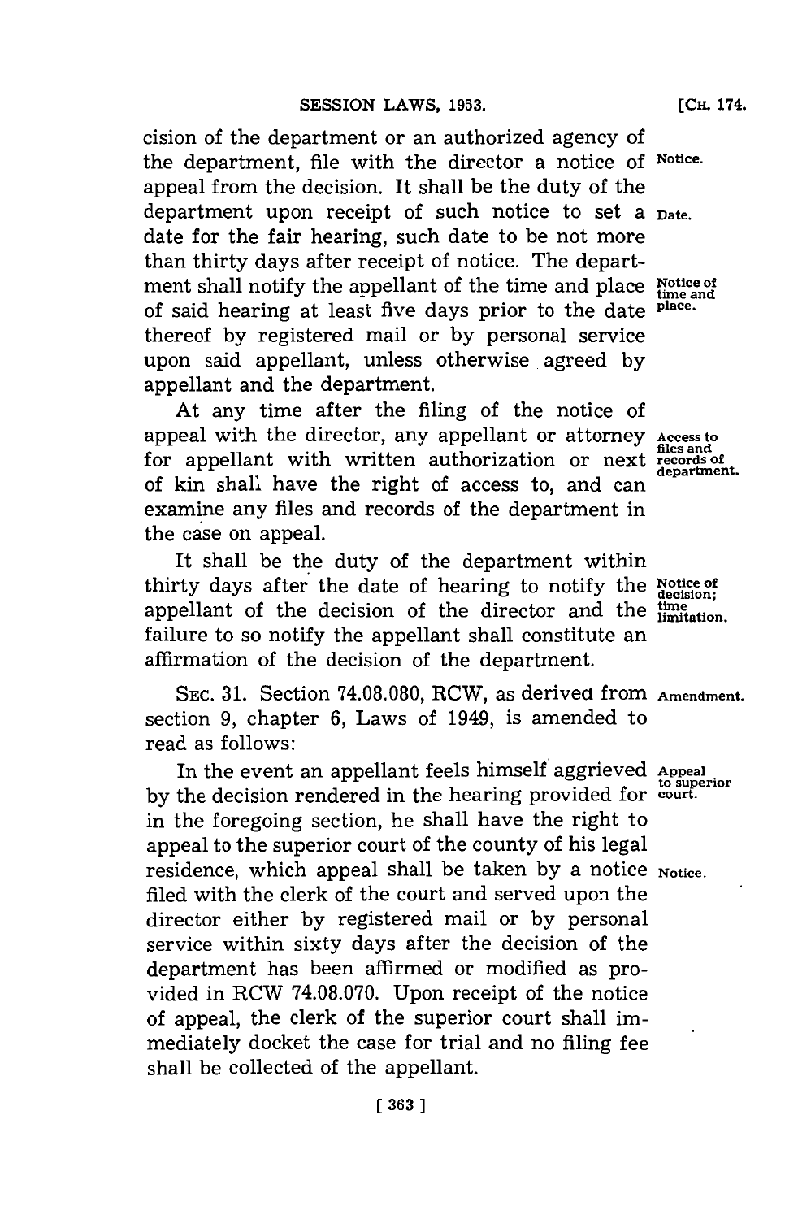cision of the department or an authorized agency of the department, file with the director a notice of appeal from the decision. It shall be the duty of the department upon receipt of such notice to set a date for the fair hearing, such date to be not more than thirty days after receipt of notice. The department shall notify the appellant of the time and place of said hearing at least five days prior to the date thereof by registered mail or by personal service upon said appellant, unless otherwise agreed by appellant and the department.

Notice.

Date.

Notice of time and place.

At any time after the filing of the notice of appeal with the director, any appellant or attorney for appellant with written authorization or next of kin shall have the right of access to, and can examine any files and records of the department in the case on appeal.

Access to files and records of department.

It shall be the duty of the department within thirty days after the date of hearing to notify the appellant of the decision of the director and the failure to so notify the appellant shall constitute an affirmation of the decision of the department.

Notice of decision; time limitation.

SEC. 31. Section 74.08.080, RCW, as derived from section 9, chapter 6, Laws of 1949, is amended to read as follows:

Amendment.

In the event an appellant feels himself aggrieved by the decision rendered in the hearing provided for in the foregoing section, he shall have the right to appeal to the superior court of the county of his legal residence, which appeal shall be taken by a notice filed with the clerk of the court and served upon the director either by registered mail or by personal service within sixty days after the decision of the department has been affirmed or modified as provided in RCW 74.08.070. Upon receipt of the notice of appeal, the clerk of the superior court shall immediately docket the case for trial and no filing fee shall be collected of the appellant.

Appeal to superior court.

Notice.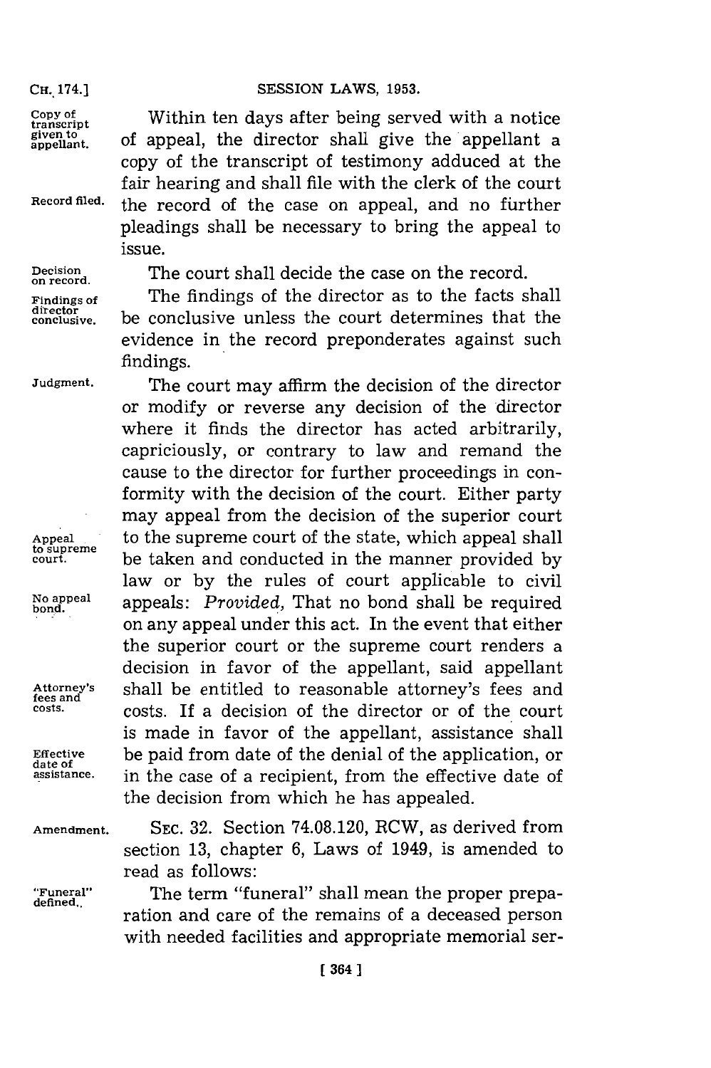Within ten days after being served with a notice of appeal, the director shall give the appellant a copy of the transcript of testimony adduced at the fair hearing and shall file with the clerk of the court the record of the case on appeal, and no further pleadings shall be necessary to bring the appeal to issue.

The court shall decide the case on the record.

The findings of the director as to the facts shall be conclusive unless the court determines that the evidence in the record preponderates against such findings.

The court may affirm the decision of the director or modify or reverse any decision of the director where it finds the director has acted arbitrarily, capriciously, or contrary to law and remand the cause to the director for further proceedings in conformity with the decision of the court. Either party may appeal from the decision of the superior court to the supreme court of the state, which appeal shall be taken and conducted in the manner provided by law or by the rules of court applicable to civil appeals: *Provided*, That no bond shall be required on any appeal under this act. In the event that either the superior court or the supreme court renders a decision in favor of the appellant, said appellant shall be entitled to reasonable attorney's fees and costs. If a decision of the director or of the court is made in favor of the appellant, assistance shall be paid from date of the denial of the application, or in the case of a recipient, from the effective date of the decision from which he has appealed.

SEC. 32. Section 74.08.120, RCW, as derived from section 13, chapter 6, Laws of 1949, is amended to read as follows:

The term "funeral" shall mean the proper preparation and care of the remains of a deceased person with needed facilities and appropriate memorial ser-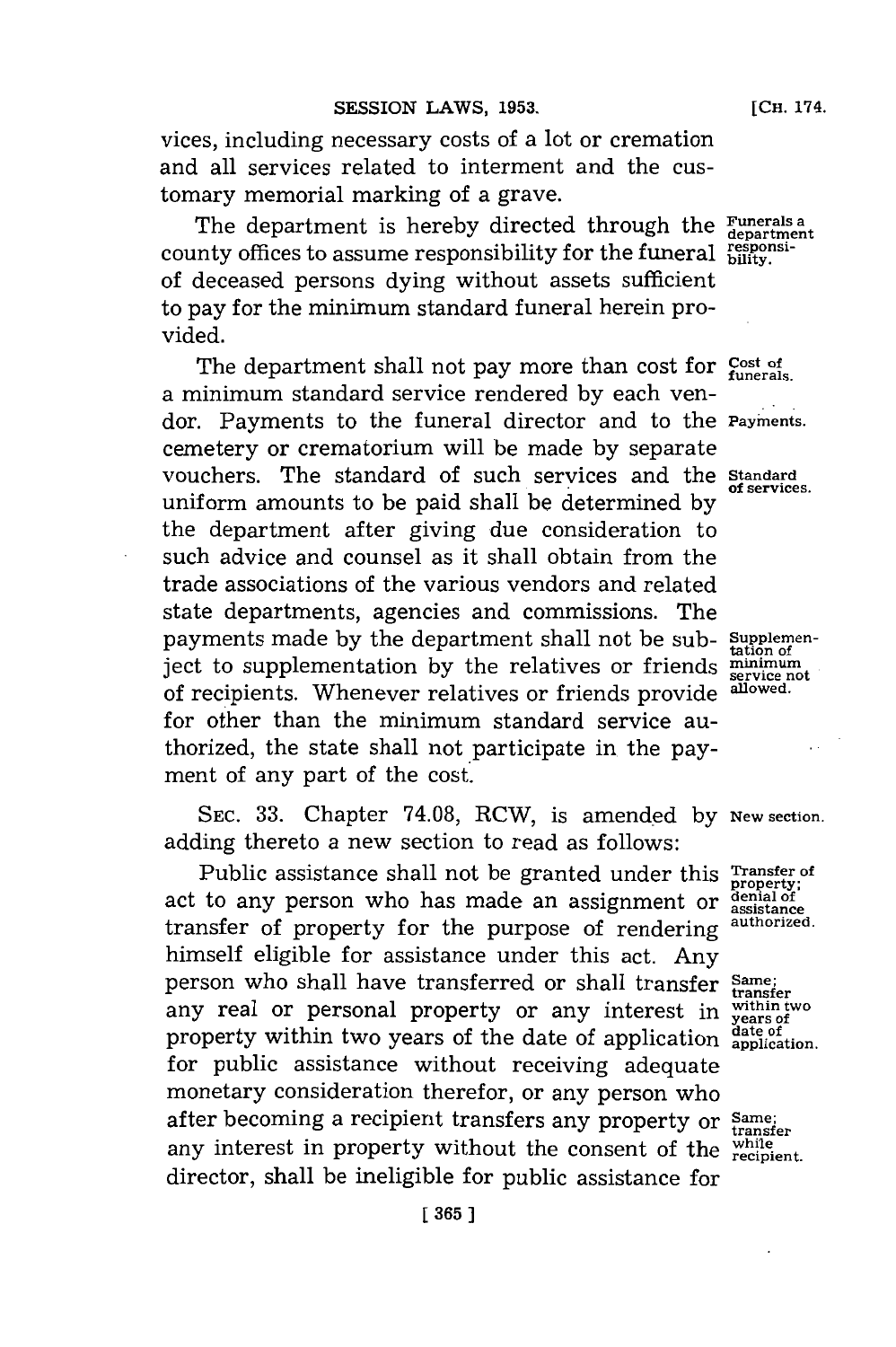vices, including necessary costs of a lot or cremation and all services related to interment and the customary memorial marking of a grave.

The department is hereby directed through the county offices to assume responsibility for the funeral of deceased persons dying without assets sufficient to pay for the minimum standard funeral herein provided.

Funerals a department responsibility.

The department shall not pay more than cost for a minimum standard service rendered by each vendor. Payments to the funeral director and to the cemetery or crematorium will be made by separate vouchers. The standard of such services and the uniform amounts to be paid shall be determined by the department after giving due consideration to such advice and counsel as it shall obtain from the trade associations of the various vendors and related state departments, agencies and commissions. The payments made by the department shall not be subject to supplementation by the relatives or friends of recipients. Whenever relatives or friends provide for other than the minimum standard service authorized, the state shall not participate in the payment of any part of the cost.

Cost of funerals.

Payments.

Standard of services.

Supplementation of minimum service not allowed.

SEC. 33. Chapter 74.08, RCW, is amended by adding thereto a new section to read as follows:

New section.

Public assistance shall not be granted under this act to any person who has made an assignment or transfer of property for the purpose of rendering himself eligible for assistance under this act. Any person who shall have transferred or shall transfer any real or personal property or any interest in property within two years of the date of application for public assistance without receiving adequate monetary consideration therefor, or any person who after becoming a recipient transfers any property or any interest in property without the consent of the director, shall be ineligible for public assistance for

Transfer of property; denial of assistance authorized.

Same; transfer within two years of date of application.

Same; transfer while recipient.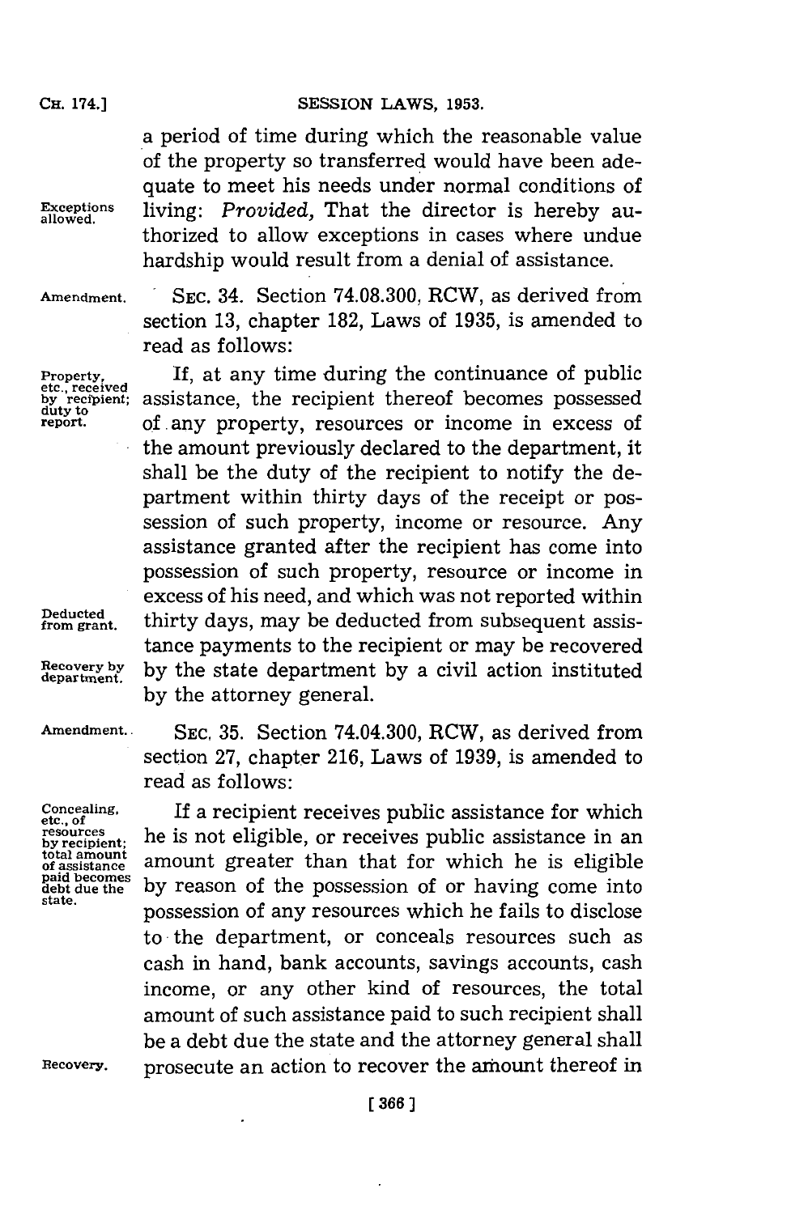a period of time during which the reasonable value of the property so transferred would have been adequate to meet his needs under normal conditions of living: *Provided,* That the director is hereby authorized to allow exceptions in cases where undue hardship would result from a denial of assistance.

Exceptions allowed.

Amendment.

SEC. 34. Section 74.08.300, RCW, as derived from section 13, chapter 182, Laws of 1935, is amended to read as follows:

Property, etc., received by recipient; duty to report.

If, at any time during the continuance of public assistance, the recipient thereof becomes possessed of any property, resources or income in excess of the amount previously declared to the department, it shall be the duty of the recipient to notify the department within thirty days of the receipt or possession of such property, income or resource. Any assistance granted after the recipient has come into possession of such property, resource or income in excess of his need, and which was not reported within thirty days, may be deducted from subsequent assistance payments to the recipient or may be recovered by the state department by a civil action instituted by the attorney general.

Deducted from grant.

Recovery by department.

Amendment.

SEC. 35. Section 74.04.300, RCW, as derived from section 27, chapter 216, Laws of 1939, is amended to read as follows:

Concealing, etc., of resources by recipient; total amount of assistance paid becomes debt due the state.

If a recipient receives public assistance for which he is not eligible, or receives public assistance in an amount greater than that for which he is eligible by reason of the possession of or having come into possession of any resources which he fails to disclose to the department, or conceals resources such as cash in hand, bank accounts, savings accounts, cash income, or any other kind of resources, the total amount of such assistance paid to such recipient shall be a debt due the state and the attorney general shall prosecute an action to recover the amount thereof in

Recovery.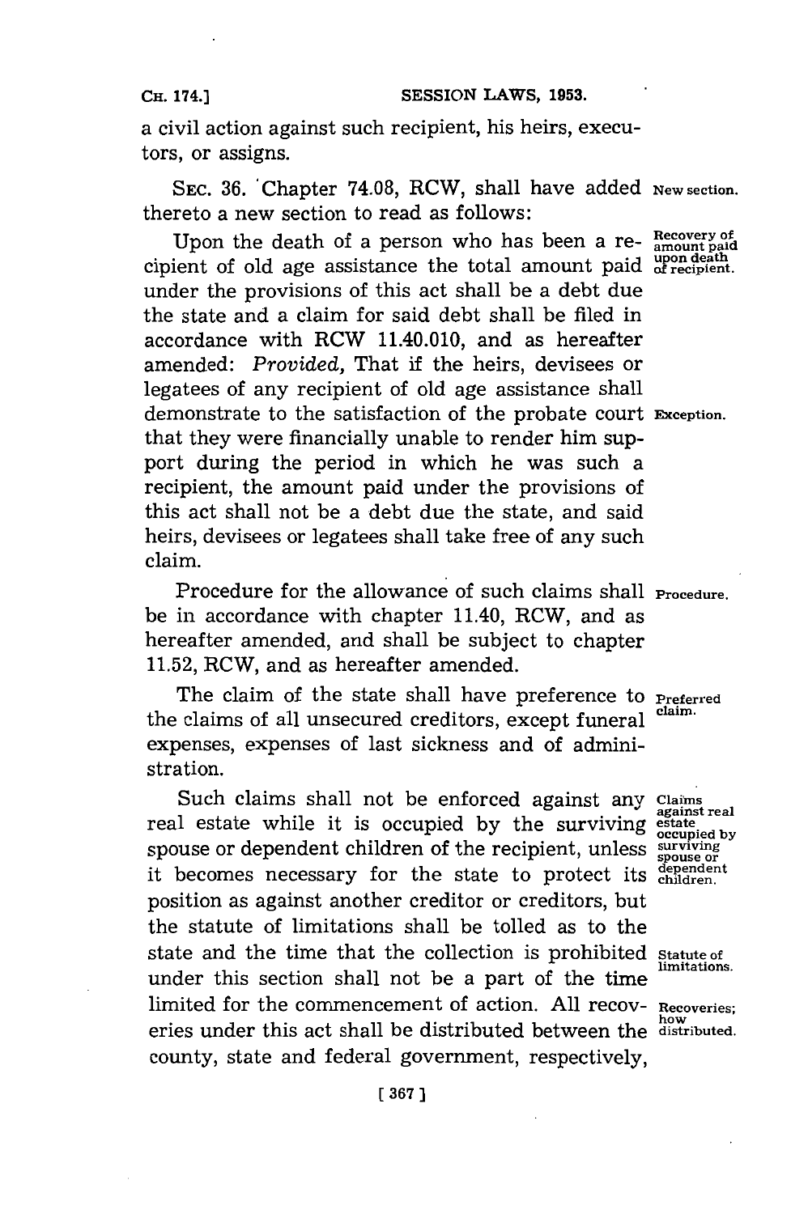a civil action against such recipient, his heirs, executors, or assigns.

SEC. 36. Chapter 74.08, RCW, shall have added thereto a new section to read as follows:

**New section.**

**Recovery of amount paid upon death of recipient.**

Upon the death of a person who has been a recipient of old age assistance the total amount paid under the provisions of this act shall be a debt due the state and a claim for said debt shall be filed in accordance with RCW 11.40.010, and as hereafter amended: *Provided,* That if the heirs, devisees or legatees of any recipient of old age assistance shall demonstrate to the satisfaction of the probate court that they were financially unable to render him support during the period in which he was such a recipient, the amount paid under the provisions of this act shall not be a debt due the state, and said heirs, devisees or legatees shall take free of any such claim.

**Exception.**

**Procedure.**

Procedure for the allowance of such claims shall be in accordance with chapter 11.40, RCW, and as hereafter amended, and shall be subject to chapter 11.52, RCW, and as hereafter amended.

**Preferred claim.**

The claim of the state shall have preference to the claims of all unsecured creditors, except funeral expenses, expenses of last sickness and of administration.

**Claims against real estate occupied by surviving spouse or dependent children.**

Such claims shall not be enforced against any real estate while it is occupied by the surviving spouse or dependent children of the recipient, unless it becomes necessary for the state to protect its position as against another creditor or creditors, but the statute of limitations shall be tolled as to the state and the time that the collection is prohibited under this section shall not be a part of the time limited for the commencement of action. All recoveries under this act shall be distributed between the county, state and federal government, respectively,

**Statute of limitations.**

**Recoveries; how distributed.**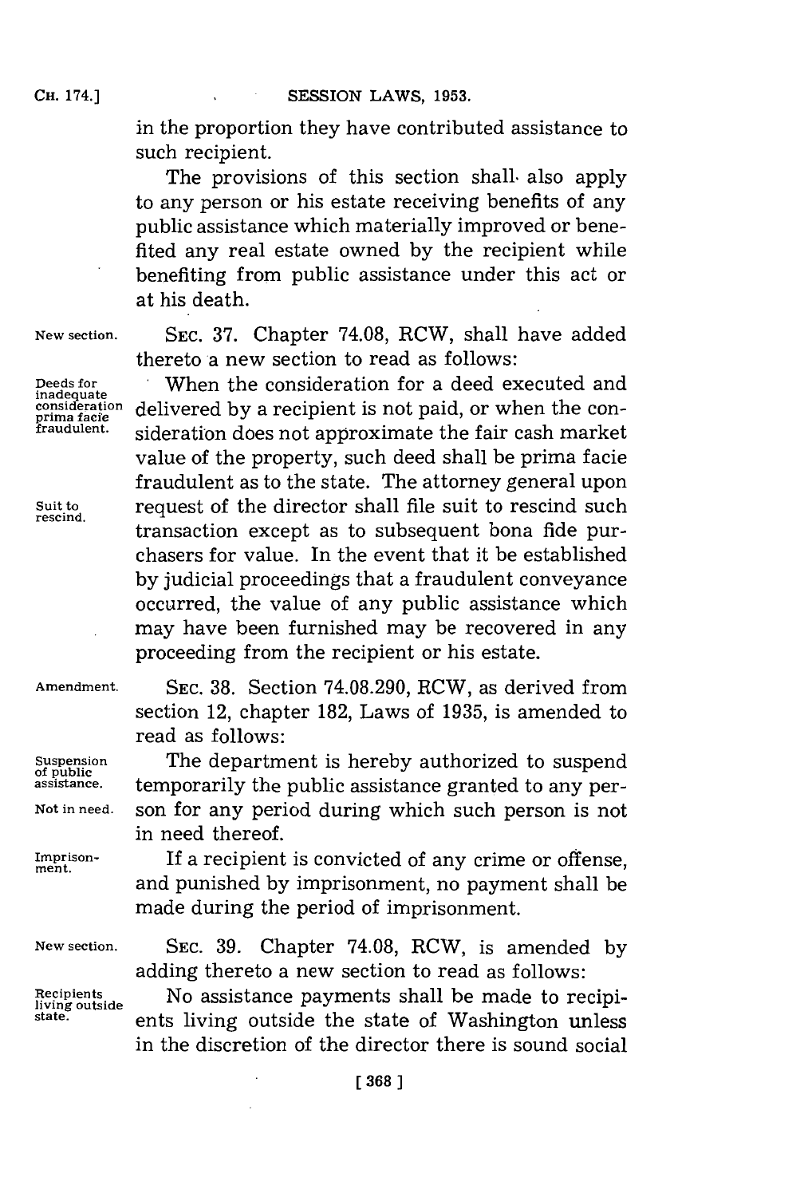in the proportion they have contributed assistance to such recipient.

The provisions of this section shall also apply to any person or his estate receiving benefits of any public assistance which materially improved or benefited any real estate owned by the recipient while benefiting from public assistance under this act or at his death.

New section. SEC. 37. Chapter 74.08, RCW, shall have added thereto a new section to read as follows:

Deeds for inadequate consideration prima facie fraudulent. When the consideration for a deed executed and delivered by a recipient is not paid, or when the consideration does not approximate the fair cash market value of the property, such deed shall be prima facie fraudulent as to the state. The attorney general upon Suit to rescind. request of the director shall file suit to rescind such transaction except as to subsequent bona fide purchasers for value. In the event that it be established by judicial proceedings that a fraudulent conveyance occurred, the value of any public assistance which may have been furnished may be recovered in any proceeding from the recipient or his estate.

Amendment. SEC. 38. Section 74.08.290, RCW, as derived from section 12, chapter 182, Laws of 1935, is amended to read as follows:

Suspension of public assistance. The department is hereby authorized to suspend temporarily the public assistance granted to any person Not in need. for any period during which such person is not in need thereof.

Imprisonment. If a recipient is convicted of any crime or offense, and punished by imprisonment, no payment shall be made during the period of imprisonment.

New section. SEC. 39. Chapter 74.08, RCW, is amended by adding thereto a new section to read as follows:

Recipients living outside state. No assistance payments shall be made to recipients living outside the state of Washington unless in the discretion of the director there is sound social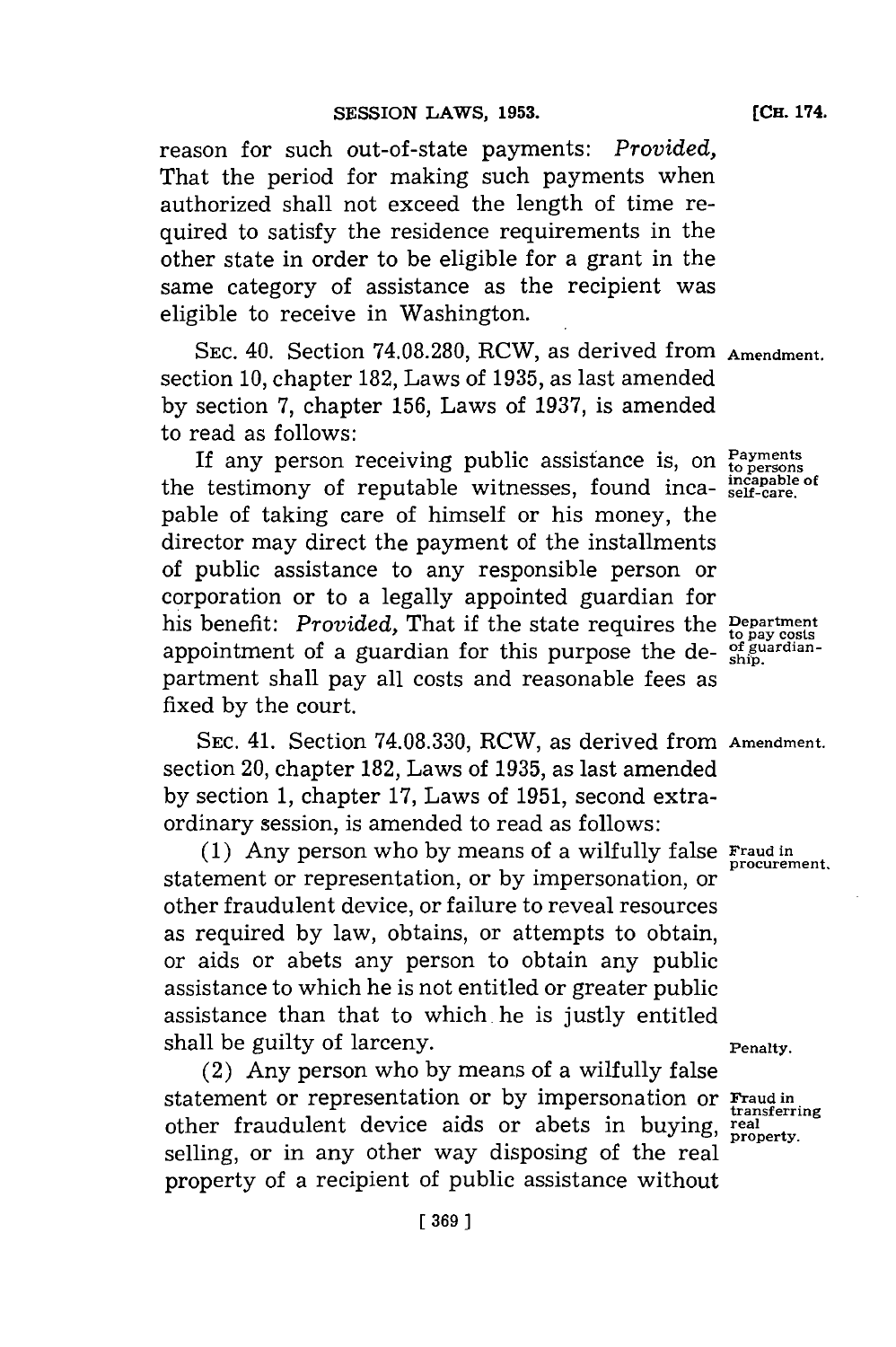reason for such out-of-state payments: *Provided,* That the period for making such payments when authorized shall not exceed the length of time required to satisfy the residence requirements in the other state in order to be eligible for a grant in the same category of assistance as the recipient was eligible to receive in Washington.

SEC. 40. Section 74.08.280, RCW, as derived from section 10, chapter 182, Laws of 1935, as last amended by section 7, chapter 156, Laws of 1937, is amended to read as follows:

Amendment.

If any person receiving public assistance is, on the testimony of reputable witnesses, found incapable of taking care of himself or his money, the director may direct the payment of the installments of public assistance to any responsible person or corporation or to a legally appointed guardian for his benefit: *Provided,* That if the state requires the appointment of a guardian for this purpose the department shall pay all costs and reasonable fees as fixed by the court.

Payments to persons incapable of self-care.

Department to pay costs of guardianship.

SEC. 41. Section 74.08.330, RCW, as derived from section 20, chapter 182, Laws of 1935, as last amended by section 1, chapter 17, Laws of 1951, second extraordinary session, is amended to read as follows:

Amendment.

(1) Any person who by means of a wilfully false statement or representation, or by impersonation, or other fraudulent device, or failure to reveal resources as required by law, obtains, or attempts to obtain, or aids or abets any person to obtain any public assistance to which he is not entitled or greater public assistance than that to which he is justly entitled shall be guilty of larceny.

Fraud in procurement.

Penalty.

(2) Any person who by means of a wilfully false statement or representation or by impersonation or other fraudulent device aids or abets in buying, selling, or in any other way disposing of the real property of a recipient of public assistance without

Fraud in transferring real property.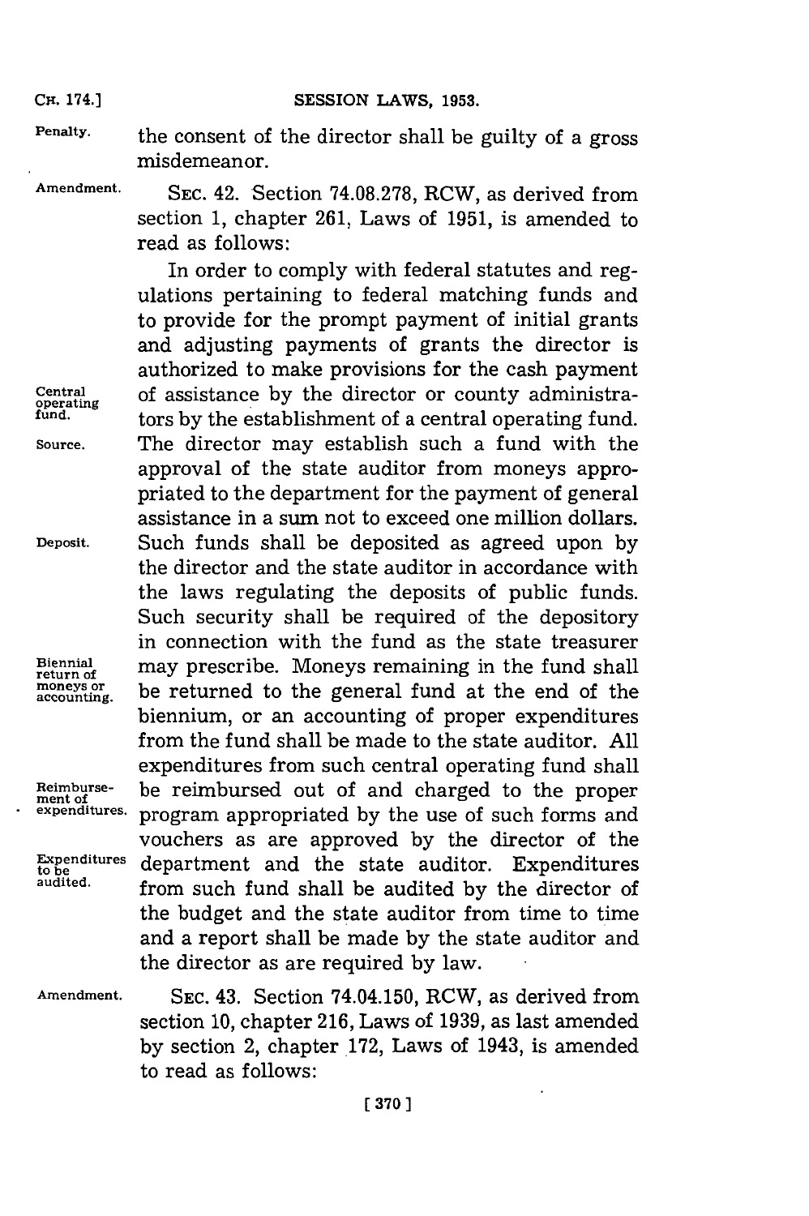Penalty. the consent of the director shall be guilty of a gross misdemeanor.

Amendment. SEC. 42. Section 74.08.278, RCW, as derived from section 1, chapter 261, Laws of 1951, is amended to read as follows:

In order to comply with federal statutes and regulations pertaining to federal matching funds and to provide for the prompt payment of initial grants and adjusting payments of grants the director is authorized to make provisions for the cash payment of assistance by the director or county administrators by the establishment of a central operating fund. The director may establish such a fund with the approval of the state auditor from moneys appropriated to the department for the payment of general assistance in a sum not to exceed one million dollars. Such funds shall be deposited as agreed upon by the director and the state auditor in accordance with the laws regulating the deposits of public funds. Such security shall be required of the depository in connection with the fund as the state treasurer may prescribe. Moneys remaining in the fund shall be returned to the general fund at the end of the biennium, or an accounting of proper expenditures from the fund shall be made to the state auditor. All expenditures from such central operating fund shall be reimbursed out of and charged to the proper program appropriated by the use of such forms and vouchers as are approved by the director of the department and the state auditor. Expenditures from such fund shall be audited by the director of the budget and the state auditor from time to time and a report shall be made by the state auditor and the director as are required by law.

Central operating fund.

Source.

Deposit.

Biennial return of moneys or accounting.

Reimbursement of expenditures.

Expenditures to be audited.

Amendment. SEC. 43. Section 74.04.150, RCW, as derived from section 10, chapter 216, Laws of 1939, as last amended by section 2, chapter 172, Laws of 1943, is amended to read as follows: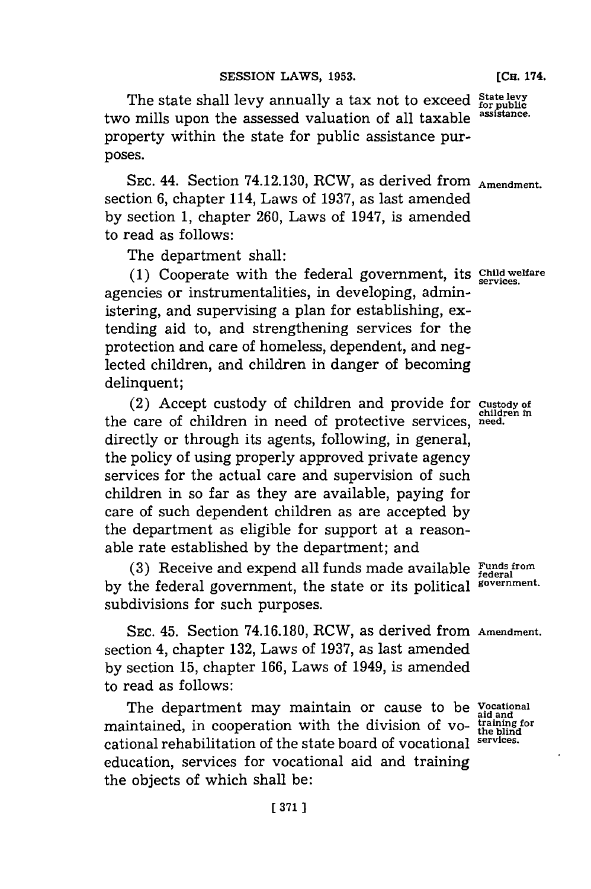The state shall levy annually a tax not to exceed two mills upon the assessed valuation of all taxable property within the state for public assistance purposes.

State levy for public assistance.

SEC. 44. Section 74.12.130, RCW, as derived from section 6, chapter 114, Laws of 1937, as last amended by section 1, chapter 260, Laws of 1947, is amended to read as follows:

Amendment.

The department shall:

(1) Cooperate with the federal government, its agencies or instrumentalities, in developing, administering, and supervising a plan for establishing, extending aid to, and strengthening services for the protection and care of homeless, dependent, and neglected children, and children in danger of becoming delinquent;

Child welfare services.

(2) Accept custody of children and provide for the care of children in need of protective services, directly or through its agents, following, in general, the policy of using properly approved private agency services for the actual care and supervision of such children in so far as they are available, paying for care of such dependent children as are accepted by the department as eligible for support at a reasonable rate established by the department; and

Custody of children in need.

(3) Receive and expend all funds made available by the federal government, the state or its political subdivisions for such purposes.

Funds from federal government.

SEC. 45. Section 74.16.180, RCW, as derived from section 4, chapter 132, Laws of 1937, as last amended by section 15, chapter 166, Laws of 1949, is amended to read as follows:

Amendment.

The department may maintain or cause to be maintained, in cooperation with the division of vocational rehabilitation of the state board of vocational education, services for vocational aid and training the objects of which shall be:

Vocational aid and training for the blind services.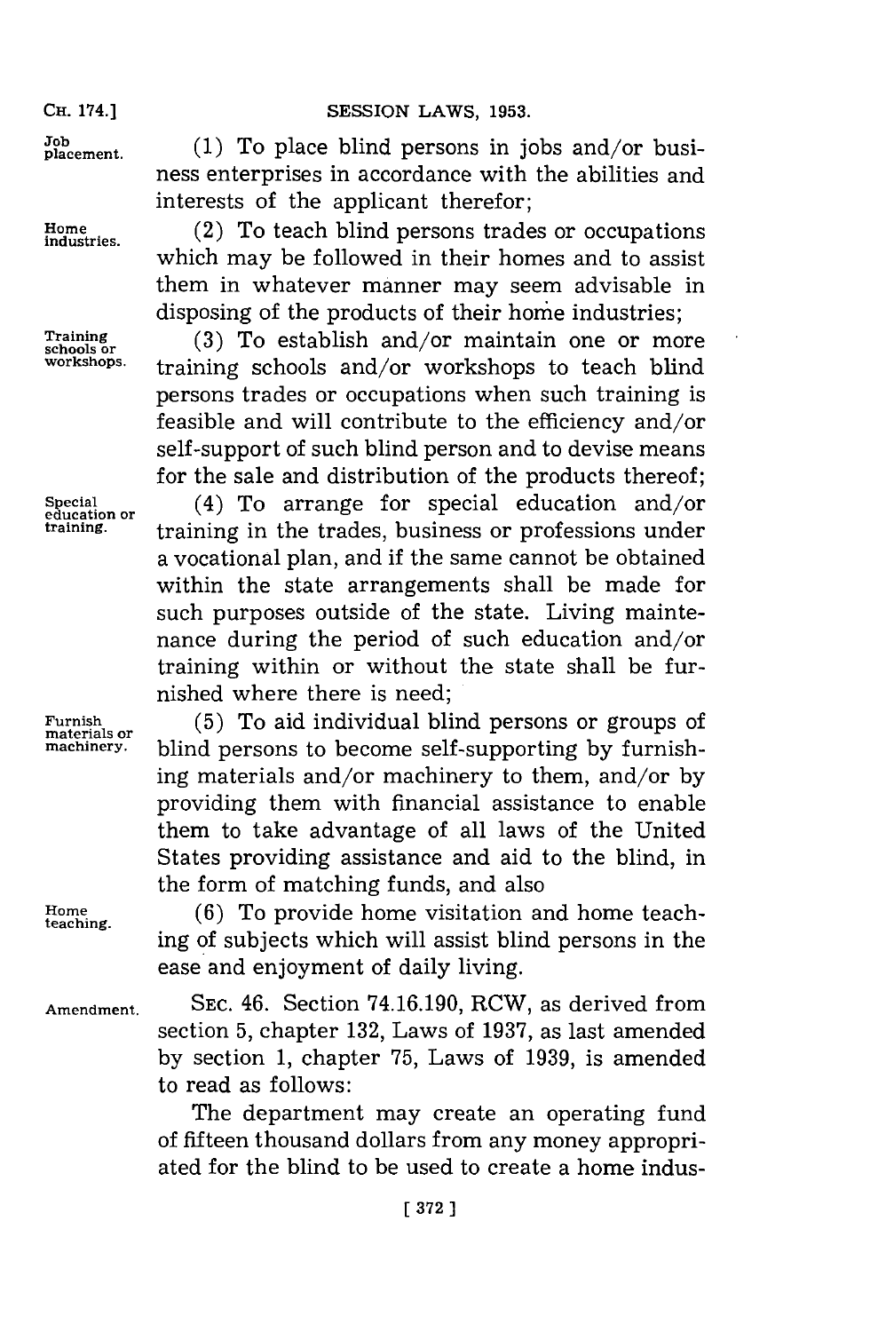**Job placement.** (1) To place blind persons in jobs and/or business enterprises in accordance with the abilities and interests of the applicant therefor;

**Home industries.** (2) To teach blind persons trades or occupations which may be followed in their homes and to assist them in whatever manner may seem advisable in disposing of the products of their home industries;

**Training schools or workshops.** (3) To establish and/or maintain one or more training schools and/or workshops to teach blind persons trades or occupations when such training is feasible and will contribute to the efficiency and/or self-support of such blind person and to devise means for the sale and distribution of the products thereof;

**Special education or training.** (4) To arrange for special education and/or training in the trades, business or professions under a vocational plan, and if the same cannot be obtained within the state arrangements shall be made for such purposes outside of the state. Living maintenance during the period of such education and/or training within or without the state shall be furnished where there is need;

**Furnish materials or machinery.** (5) To aid individual blind persons or groups of blind persons to become self-supporting by furnishing materials and/or machinery to them, and/or by providing them with financial assistance to enable them to take advantage of all laws of the United States providing assistance and aid to the blind, in the form of matching funds, and also

**Home teaching.** (6) To provide home visitation and home teaching of subjects which will assist blind persons in the ease and enjoyment of daily living.

**Amendment.** SEC. 46. Section 74.16.190, RCW, as derived from section 5, chapter 132, Laws of 1937, as last amended by section 1, chapter 75, Laws of 1939, is amended to read as follows:

The department may create an operating fund of fifteen thousand dollars from any money appropriated for the blind to be used to create a home indus-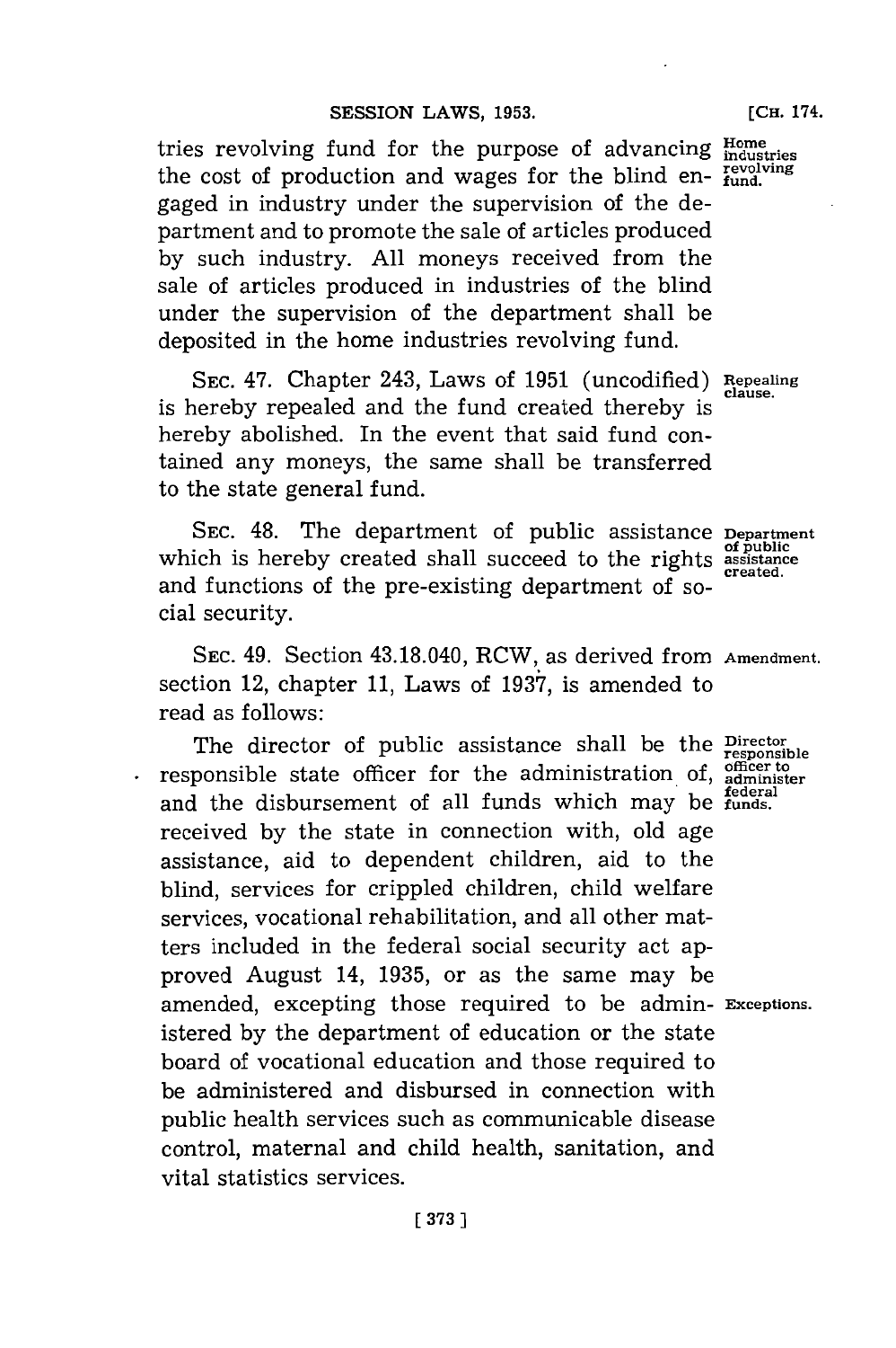tries revolving fund for the purpose of advancing the cost of production and wages for the blind engaged in industry under the supervision of the department and to promote the sale of articles produced by such industry. All moneys received from the sale of articles produced in industries of the blind under the supervision of the department shall be deposited in the home industries revolving fund.

*Home industries revolving fund.*

SEC. 47. Chapter 243, Laws of 1951 (uncodified) is hereby repealed and the fund created thereby is hereby abolished. In the event that said fund contained any moneys, the same shall be transferred to the state general fund.

*Repealing clause.*

SEC. 48. The department of public assistance which is hereby created shall succeed to the rights and functions of the pre-existing department of social security.

*Department of public assistance created.*

SEC. 49. Section 43.18.040, RCW, as derived from section 12, chapter 11, Laws of 1937, is amended to read as follows:

*Amendment.*

The director of public assistance shall be the responsible state officer for the administration of, and the disbursement of all funds which may be received by the state in connection with, old age assistance, aid to dependent children, aid to the blind, services for crippled children, child welfare services, vocational rehabilitation, and all other matters included in the federal social security act approved August 14, 1935, or as the same may be amended, excepting those required to be administered by the department of education or the state board of vocational education and those required to be administered and disbursed in connection with public health services such as communicable disease control, maternal and child health, sanitation, and vital statistics services.

*Director responsible officer to administer federal funds.*

*Exceptions.*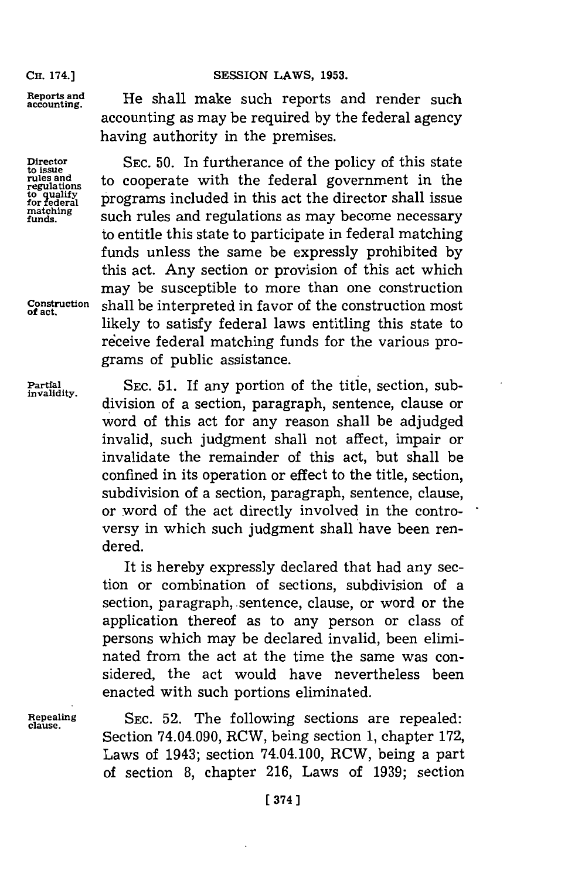**Reports and accounting.** He shall make such reports and render such accounting as may be required by the federal agency having authority in the premises.

**Director to issue rules and regulations to qualify for federal matching funds.** SEC. 50. In furtherance of the policy of this state to cooperate with the federal government in the programs included in this act the director shall issue such rules and regulations as may become necessary to entitle this state to participate in federal matching funds unless the same be expressly prohibited by this act. **Construction of act.** Any section or provision of this act which may be susceptible to more than one construction shall be interpreted in favor of the construction most likely to satisfy federal laws entitling this state to receive federal matching funds for the various programs of public assistance.

**Partial invalidity.** SEC. 51. If any portion of the title, section, subdivision of a section, paragraph, sentence, clause or word of this act for any reason shall be adjudged invalid, such judgment shall not affect, impair or invalidate the remainder of this act, but shall be confined in its operation or effect to the title, section, subdivision of a section, paragraph, sentence, clause, or word of the act directly involved in the controversy in which such judgment shall have been rendered.

It is hereby expressly declared that had any section or combination of sections, subdivision of a section, paragraph, sentence, clause, or word or the application thereof as to any person or class of persons which may be declared invalid, been eliminated from the act at the time the same was considered, the act would have nevertheless been enacted with such portions eliminated.

**Repealing clause.** SEC. 52. The following sections are repealed: Section 74.04.090, RCW, being section 1, chapter 172, Laws of 1943; section 74.04.100, RCW, being a part of section 8, chapter 216, Laws of 1939; section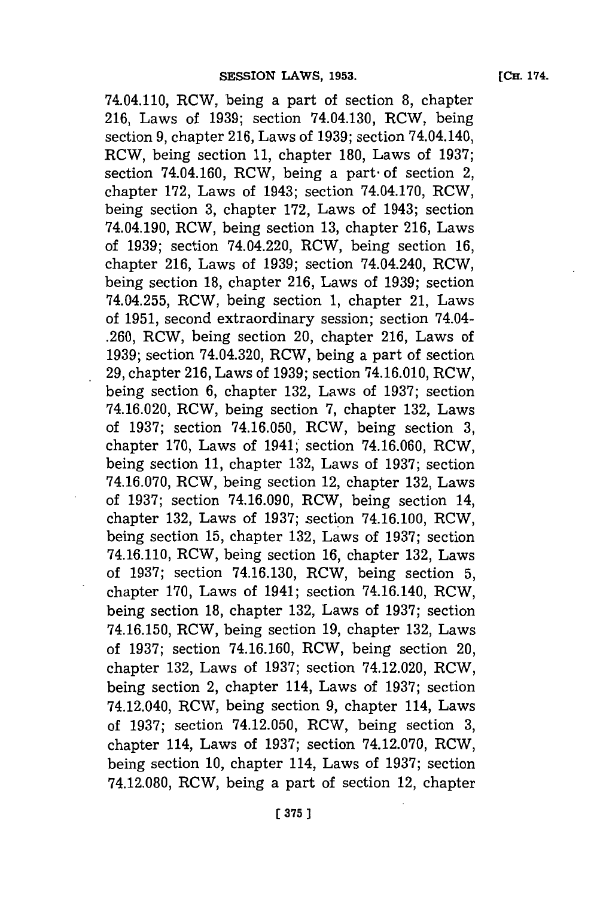74.04.110, RCW, being a part of section 8, chapter 216, Laws of 1939; section 74.04.130, RCW, being section 9, chapter 216, Laws of 1939; section 74.04.140, RCW, being section 11, chapter 180, Laws of 1937; section 74.04.160, RCW, being a part of section 2, chapter 172, Laws of 1943; section 74.04.170, RCW, being section 3, chapter 172, Laws of 1943; section 74.04.190, RCW, being section 13, chapter 216, Laws of 1939; section 74.04.220, RCW, being section 16, chapter 216, Laws of 1939; section 74.04.240, RCW, being section 18, chapter 216, Laws of 1939; section 74.04.255, RCW, being section 1, chapter 21, Laws of 1951, second extraordinary session; section 74.04-.260, RCW, being section 20, chapter 216, Laws of 1939; section 74.04.320, RCW, being a part of section 29, chapter 216, Laws of 1939; section 74.16.010, RCW, being section 6, chapter 132, Laws of 1937; section 74.16.020, RCW, being section 7, chapter 132, Laws of 1937; section 74.16.050, RCW, being section 3, chapter 170, Laws of 1941; section 74.16.060, RCW, being section 11, chapter 132, Laws of 1937; section 74.16.070, RCW, being section 12, chapter 132, Laws of 1937; section 74.16.090, RCW, being section 14, chapter 132, Laws of 1937; section 74.16.100, RCW, being section 15, chapter 132, Laws of 1937; section 74.16.110, RCW, being section 16, chapter 132, Laws of 1937; section 74.16.130, RCW, being section 5, chapter 170, Laws of 1941; section 74.16.140, RCW, being section 18, chapter 132, Laws of 1937; section 74.16.150, RCW, being section 19, chapter 132, Laws of 1937; section 74.16.160, RCW, being section 20, chapter 132, Laws of 1937; section 74.12.020, RCW, being section 2, chapter 114, Laws of 1937; section 74.12.040, RCW, being section 9, chapter 114, Laws of 1937; section 74.12.050, RCW, being section 3, chapter 114, Laws of 1937; section 74.12.070, RCW, being section 10, chapter 114, Laws of 1937; section 74.12.080, RCW, being a part of section 12, chapter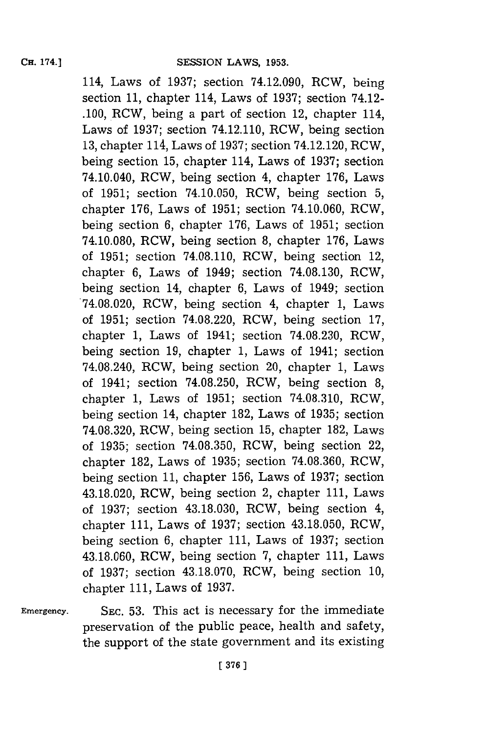114, Laws of 1937; section 74.12.090, RCW, being section 11, chapter 114, Laws of 1937; section 74.12-.100, RCW, being a part of section 12, chapter 114, Laws of 1937; section 74.12.110, RCW, being section 13, chapter 114, Laws of 1937; section 74.12.120, RCW, being section 15, chapter 114, Laws of 1937; section 74.10.040, RCW, being section 4, chapter 176, Laws of 1951; section 74.10.050, RCW, being section 5, chapter 176, Laws of 1951; section 74.10.060, RCW, being section 6, chapter 176, Laws of 1951; section 74.10.080, RCW, being section 8, chapter 176, Laws of 1951; section 74.08.110, RCW, being section 12, chapter 6, Laws of 1949; section 74.08.130, RCW, being section 14, chapter 6, Laws of 1949; section 74.08.020, RCW, being section 4, chapter 1, Laws of 1951; section 74.08.220, RCW, being section 17, chapter 1, Laws of 1941; section 74.08.230, RCW, being section 19, chapter 1, Laws of 1941; section 74.08.240, RCW, being section 20, chapter 1, Laws of 1941; section 74.08.250, RCW, being section 8, chapter 1, Laws of 1951; section 74.08.310, RCW, being section 14, chapter 182, Laws of 1935; section 74.08.320, RCW, being section 15, chapter 182, Laws of 1935; section 74.08.350, RCW, being section 22, chapter 182, Laws of 1935; section 74.08.360, RCW, being section 11, chapter 156, Laws of 1937; section 43.18.020, RCW, being section 2, chapter 111, Laws of 1937; section 43.18.030, RCW, being section 4, chapter 111, Laws of 1937; section 43.18.050, RCW, being section 6, chapter 111, Laws of 1937; section 43.18.060, RCW, being section 7, chapter 111, Laws of 1937; section 43.18.070, RCW, being section 10, chapter 111, Laws of 1937.

Emergency.

SEC. 53. This act is necessary for the immediate preservation of the public peace, health and safety, the support of the state government and its existing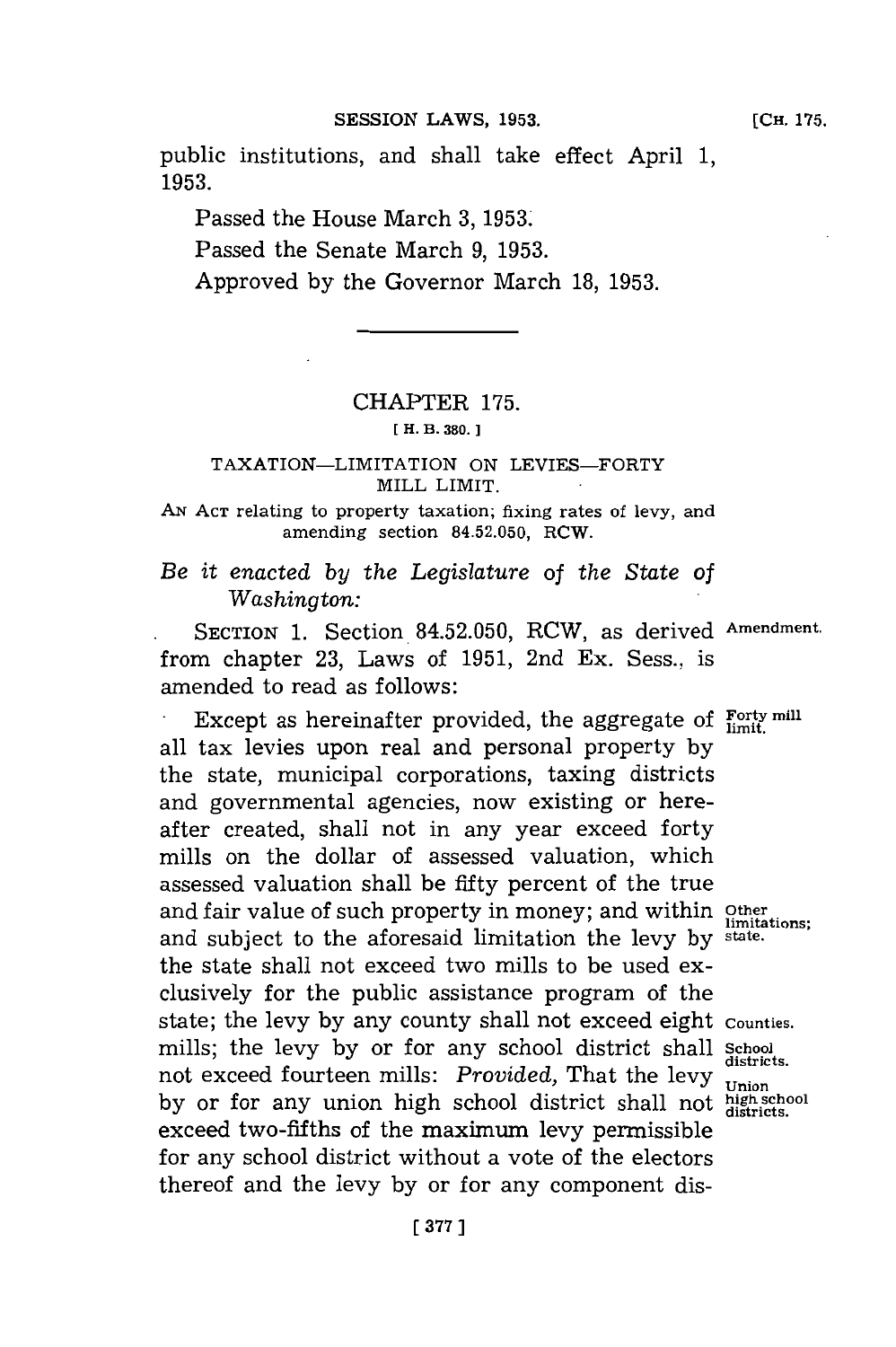public institutions, and shall take effect April 1, 1953.

Passed the House March 3, 1953.

Passed the Senate March 9, 1953.

Approved by the Governor March 18, 1953.

---

# CHAPTER 175.

[ H. B. 380. ]

## TAXATION—LIMITATION ON LEVIES—FORTY MILL LIMIT.

AN ACT relating to property taxation; fixing rates of levy, and amending section 84.52.050, RCW.

*Be it enacted by the Legislature of the State of Washington:*

SECTION 1. Section 84.52.050, RCW, as derived from chapter 23, Laws of 1951, 2nd Ex. Sess., is amended to read as follows: Amendment.

Except as hereinafter provided, the aggregate of all tax levies upon real and personal property by the state, municipal corporations, taxing districts and governmental agencies, now existing or hereafter created, shall not in any year exceed forty mills on the dollar of assessed valuation, which assessed valuation shall be fifty percent of the true and fair value of such property in money; and within and subject to the aforesaid limitation the levy by the state shall not exceed two mills to be used exclusively for the public assistance program of the state; the levy by any county shall not exceed eight mills; the levy by or for any school district shall not exceed fourteen mills: *Provided,* That the levy by or for any union high school district shall not exceed two-fifths of the maximum levy permissible for any school district without a vote of the electors thereof and the levy by or for any component dis-

Forty mill limit.

Other limitations; state.

Counties.

School districts.

Union high school districts.